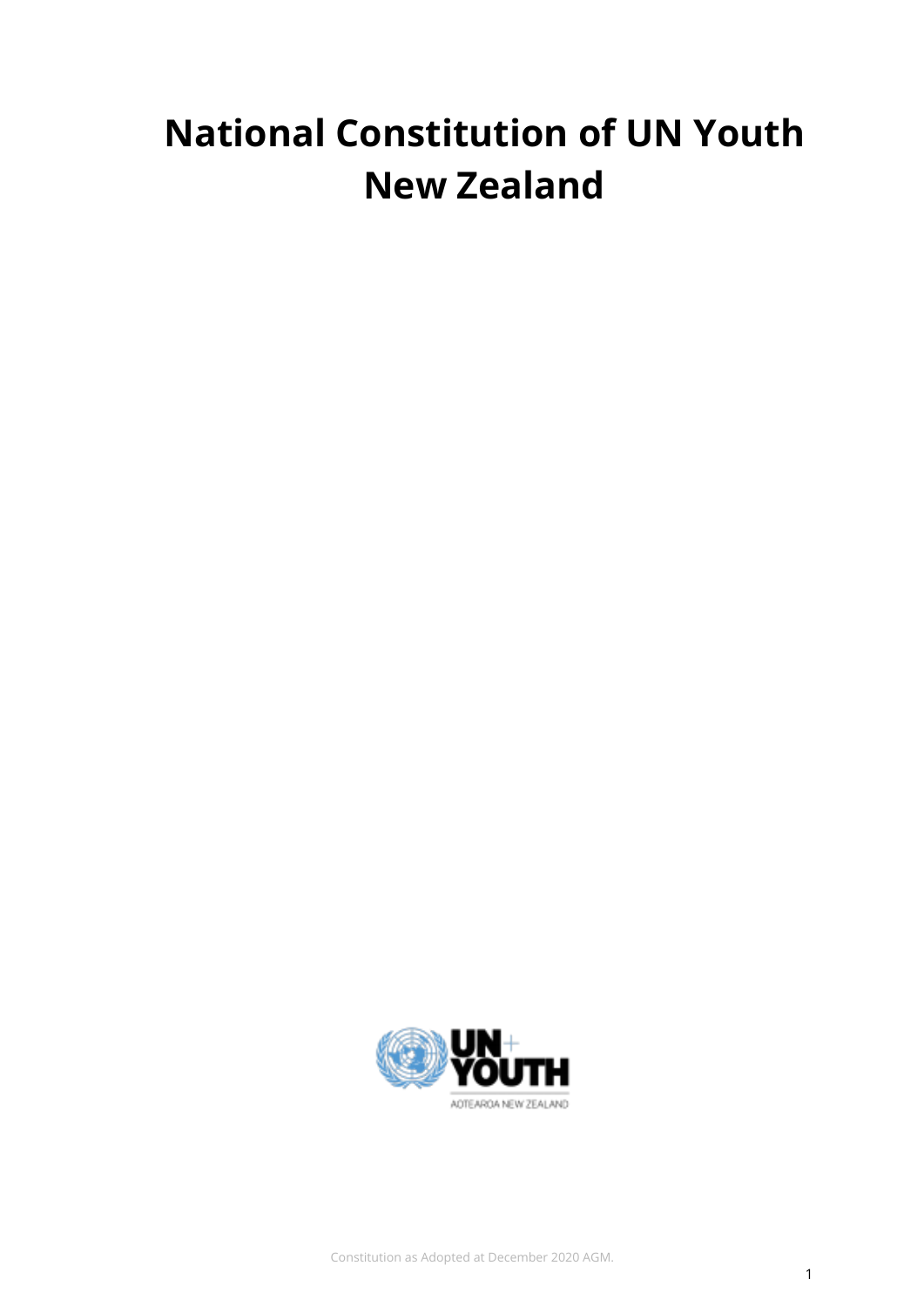# National Constitution of UN Youth New Zealand

Constitution as Adopted at December 2020 AGM.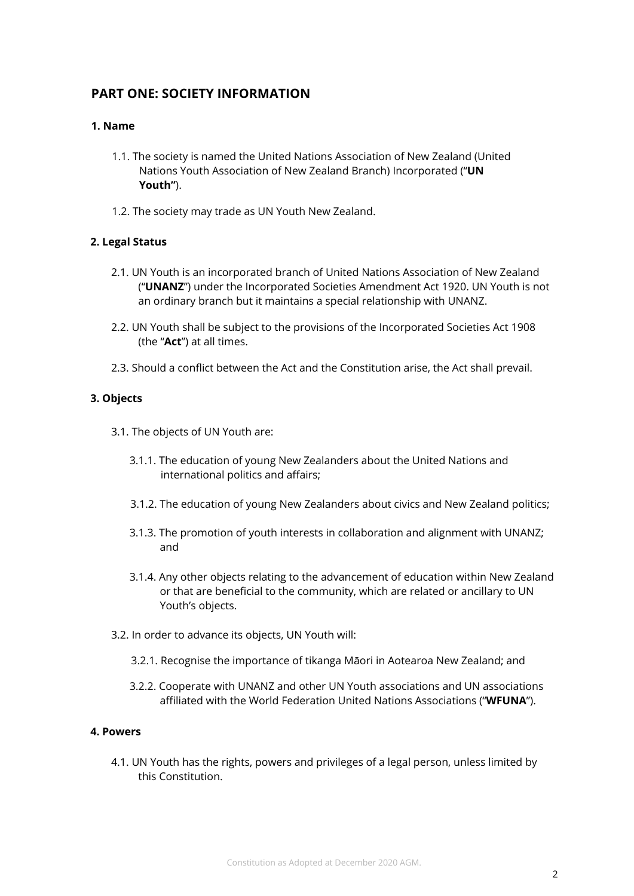## PART ONE: SOCIETY INFORMATION

### 1. Name

1.1. The society is named the United Nations Association of New Zealand (United Nations Youth Association of New Zealand Branch) Incorporated ("**UN Youth"**).

1.2. The society may trade as UN Youth New Zealand.

### 2. Legal Status

2.1. UN Youth is an incorporated branch of United Nations Association of New Zealand ("**UNANZ**") under the Incorporated Societies Amendment Act 1920. UN Youth is not an ordinary branch but it maintains a special relationship with UNANZ.

2.2. UN Youth shall be subject to the provisions of the Incorporated Societies Act 1908 (the "**Act**") at all times.

2.3. Should a conflict between the Act and the Constitution arise, the Act shall prevail.

### 3. Objects

3.1. The objects of UN Youth are:

3.1.1. The education of young New Zealanders about the United Nations and international politics and affairs;

3.1.2. The education of young New Zealanders about civics and New Zealand politics;

3.1.3. The promotion of youth interests in collaboration and alignment with UNANZ; and

3.1.4. Any other objects relating to the advancement of education within New Zealand or that are beneficial to the community, which are related or ancillary to UN Youth's objects.

3.2. In order to advance its objects, UN Youth will:

3.2.1. Recognise the importance of tikanga Māori in Aotearoa New Zealand; and

3.2.2. Cooperate with UNANZ and other UN Youth associations and UN associations affiliated with the World Federation United Nations Associations ("**WFUNA**").

### 4. Powers

4.1. UN Youth has the rights, powers and privileges of a legal person, unless limited by this Constitution.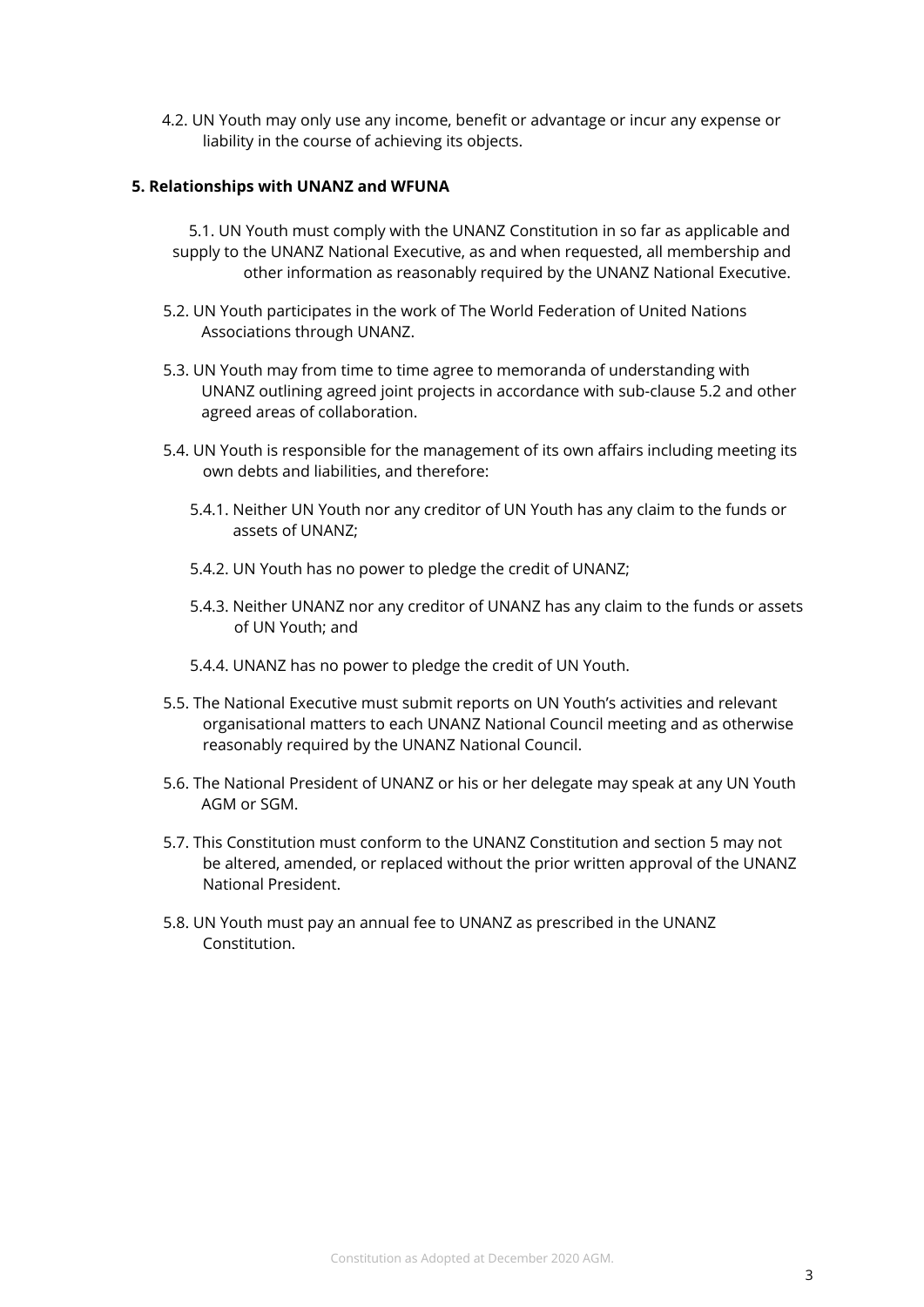4.2. UN Youth may only use any income, benefit or advantage or incur any expense or liability in the course of achieving its objects.

**5. Relationships with UNANZ and WFUNA**

5.1. UN Youth must comply with the UNANZ Constitution in so far as applicable and supply to the UNANZ National Executive, as and when requested, all membership and other information as reasonably required by the UNANZ National Executive.

5.2. UN Youth participates in the work of The World Federation of United Nations Associations through UNANZ.

5.3. UN Youth may from time to time agree to memoranda of understanding with UNANZ outlining agreed joint projects in accordance with sub-clause 5.2 and other agreed areas of collaboration.

5.4. UN Youth is responsible for the management of its own affairs including meeting its own debts and liabilities, and therefore:

5.4.1. Neither UN Youth nor any creditor of UN Youth has any claim to the funds or assets of UNANZ;

5.4.2. UN Youth has no power to pledge the credit of UNANZ;

5.4.3. Neither UNANZ nor any creditor of UNANZ has any claim to the funds or assets of UN Youth; and

5.4.4. UNANZ has no power to pledge the credit of UN Youth.

5.5. The National Executive must submit reports on UN Youth's activities and relevant organisational matters to each UNANZ National Council meeting and as otherwise reasonably required by the UNANZ National Council.

5.6. The National President of UNANZ or his or her delegate may speak at any UN Youth AGM or SGM.

5.7. This Constitution must conform to the UNANZ Constitution and section 5 may not be altered, amended, or replaced without the prior written approval of the UNANZ National President.

5.8. UN Youth must pay an annual fee to UNANZ as prescribed in the UNANZ Constitution.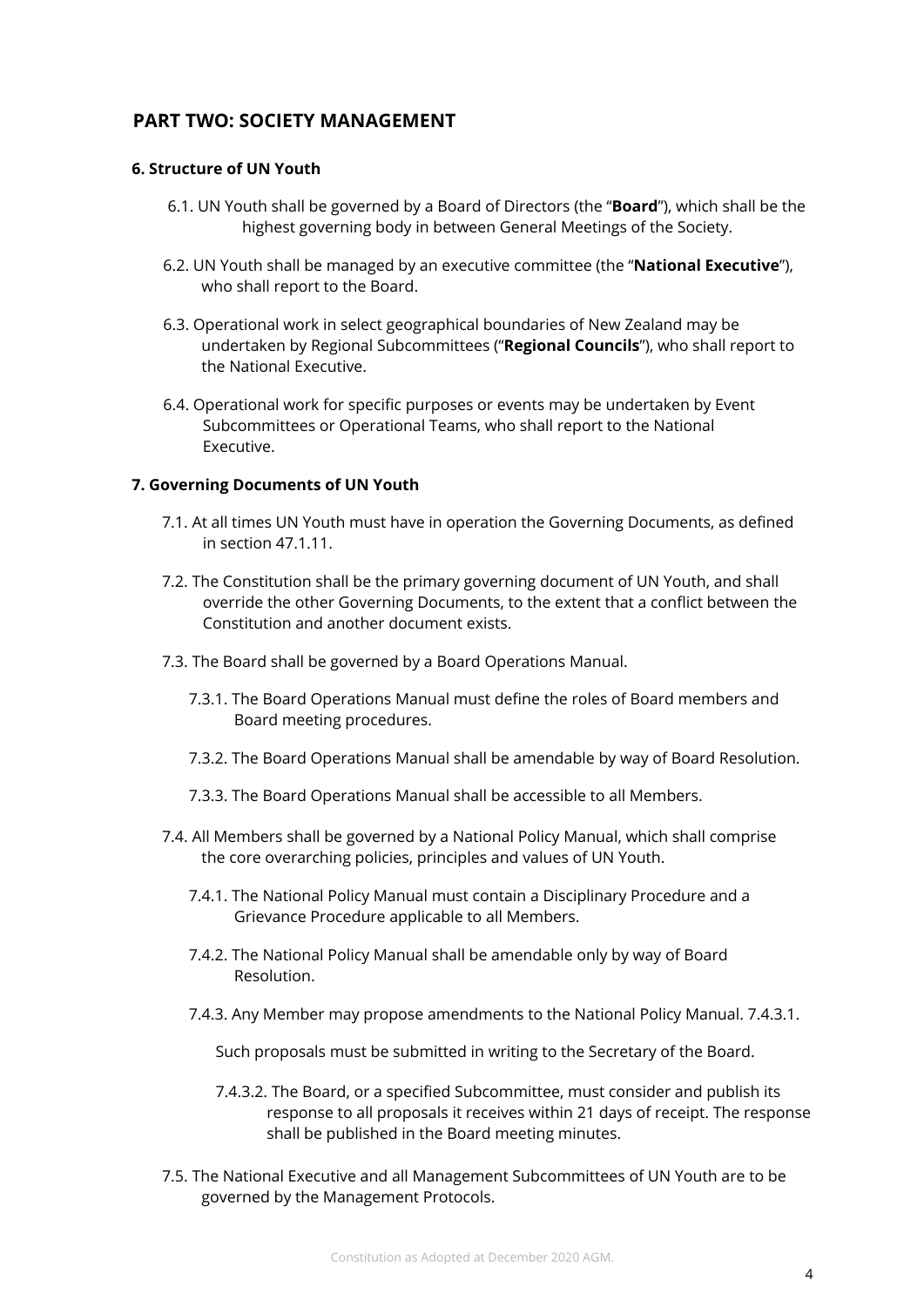## PART TWO: SOCIETY MANAGEMENT

### 6. Structure of UN Youth

6.1. UN Youth shall be governed by a Board of Directors (the "**Board**"), which shall be the highest governing body in between General Meetings of the Society.

6.2. UN Youth shall be managed by an executive committee (the "**National Executive**"), who shall report to the Board.

6.3. Operational work in select geographical boundaries of New Zealand may be undertaken by Regional Subcommittees ("**Regional Councils**"), who shall report to the National Executive.

6.4. Operational work for specific purposes or events may be undertaken by Event Subcommittees or Operational Teams, who shall report to the National Executive.

### 7. Governing Documents of UN Youth

7.1. At all times UN Youth must have in operation the Governing Documents, as defined in section 47.1.11.

7.2. The Constitution shall be the primary governing document of UN Youth, and shall override the other Governing Documents, to the extent that a conflict between the Constitution and another document exists.

7.3. The Board shall be governed by a Board Operations Manual.

7.3.1. The Board Operations Manual must define the roles of Board members and Board meeting procedures.

7.3.2. The Board Operations Manual shall be amendable by way of Board Resolution.

7.3.3. The Board Operations Manual shall be accessible to all Members.

7.4. All Members shall be governed by a National Policy Manual, which shall comprise the core overarching policies, principles and values of UN Youth.

7.4.1. The National Policy Manual must contain a Disciplinary Procedure and a Grievance Procedure applicable to all Members.

7.4.2. The National Policy Manual shall be amendable only by way of Board Resolution.

7.4.3. Any Member may propose amendments to the National Policy Manual. 7.4.3.1.

Such proposals must be submitted in writing to the Secretary of the Board.

7.4.3.2. The Board, or a specified Subcommittee, must consider and publish its response to all proposals it receives within 21 days of receipt. The response shall be published in the Board meeting minutes.

7.5. The National Executive and all Management Subcommittees of UN Youth are to be governed by the Management Protocols.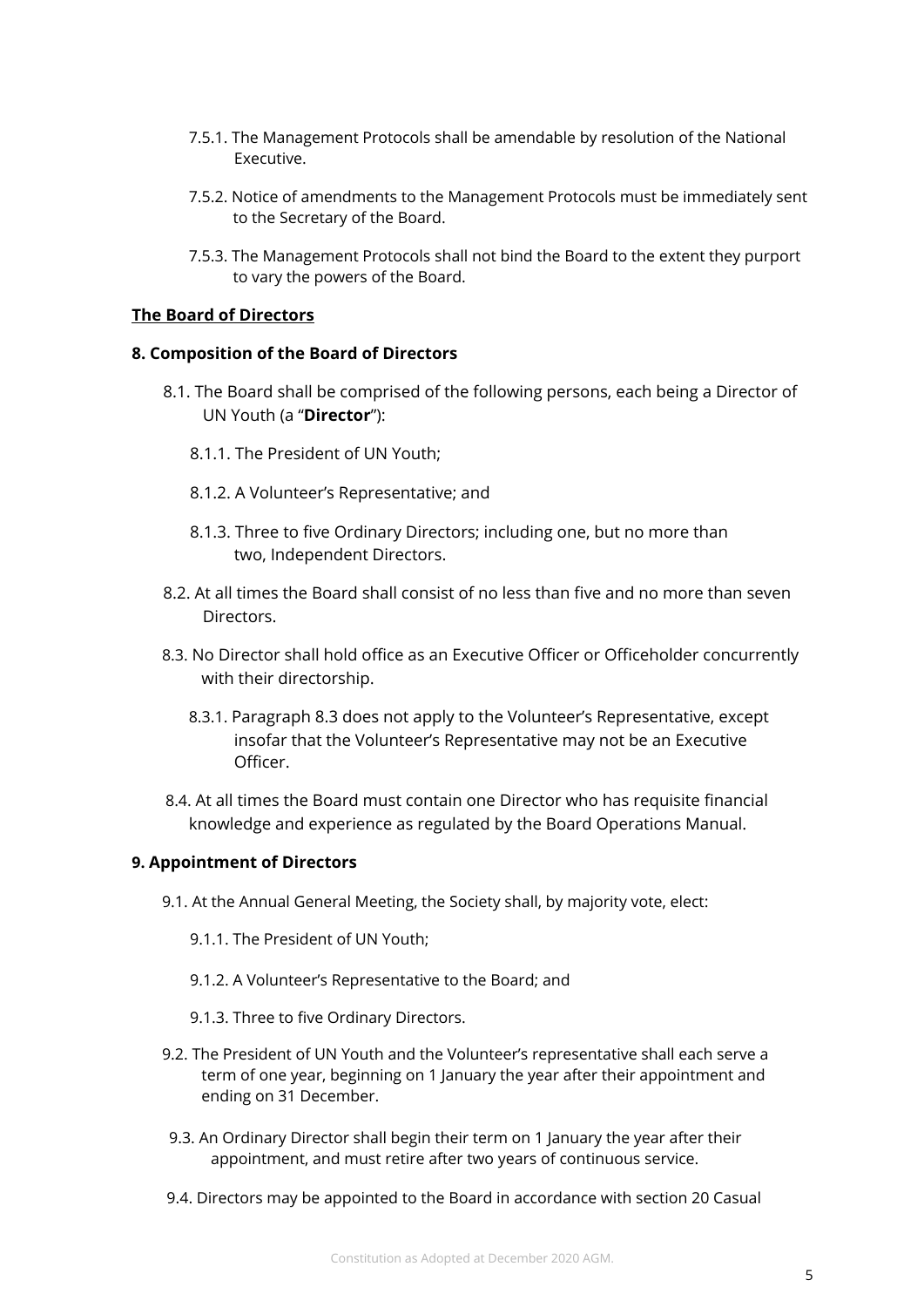7.5.1. The Management Protocols shall be amendable by resolution of the National Executive.

7.5.2. Notice of amendments to the Management Protocols must be immediately sent to the Secretary of the Board.

7.5.3. The Management Protocols shall not bind the Board to the extent they purport to vary the powers of the Board.

**The Board of Directors**

### 8. Composition of the Board of Directors

8.1. The Board shall be comprised of the following persons, each being a Director of UN Youth (a "**Director**"):

8.1.1. The President of UN Youth;

8.1.2. A Volunteer's Representative; and

8.1.3. Three to five Ordinary Directors; including one, but no more than two, Independent Directors.

8.2. At all times the Board shall consist of no less than five and no more than seven Directors.

8.3. No Director shall hold office as an Executive Officer or Officeholder concurrently with their directorship.

8.3.1. Paragraph 8.3 does not apply to the Volunteer's Representative, except insofar that the Volunteer's Representative may not be an Executive Officer.

8.4. At all times the Board must contain one Director who has requisite financial knowledge and experience as regulated by the Board Operations Manual.

### 9. Appointment of Directors

9.1. At the Annual General Meeting, the Society shall, by majority vote, elect:

9.1.1. The President of UN Youth;

9.1.2. A Volunteer's Representative to the Board; and

9.1.3. Three to five Ordinary Directors.

9.2. The President of UN Youth and the Volunteer's representative shall each serve a term of one year, beginning on 1 January the year after their appointment and ending on 31 December.

9.3. An Ordinary Director shall begin their term on 1 January the year after their appointment, and must retire after two years of continuous service.

9.4. Directors may be appointed to the Board in accordance with section 20 Casual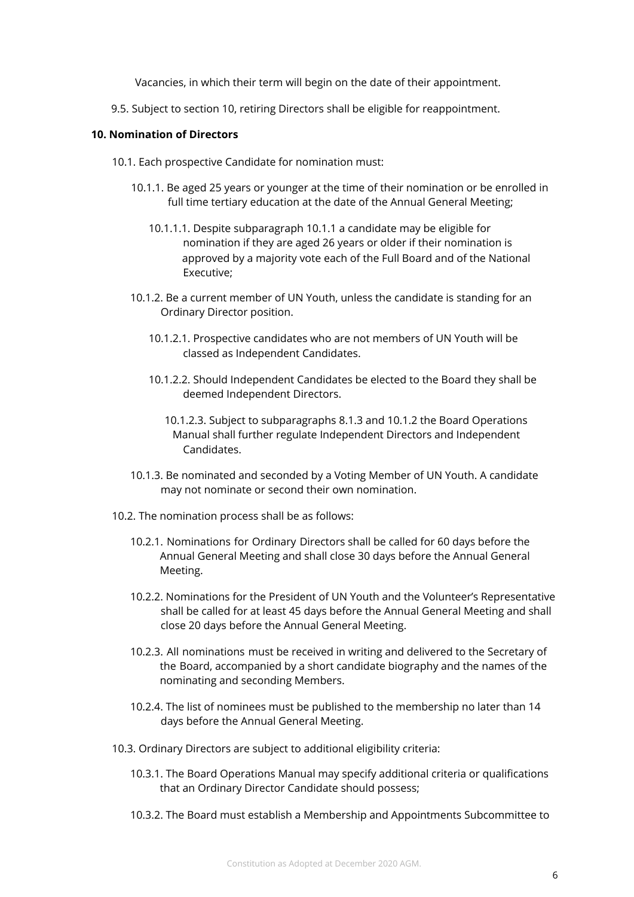Vacancies, in which their term will begin on the date of their appointment.

9.5. Subject to section 10, retiring Directors shall be eligible for reappointment.

**10. Nomination of Directors**

10.1. Each prospective Candidate for nomination must:

10.1.1. Be aged 25 years or younger at the time of their nomination or be enrolled in full time tertiary education at the date of the Annual General Meeting;

10.1.1.1. Despite subparagraph 10.1.1 a candidate may be eligible for nomination if they are aged 26 years or older if their nomination is approved by a majority vote each of the Full Board and of the National Executive;

10.1.2. Be a current member of UN Youth, unless the candidate is standing for an Ordinary Director position.

10.1.2.1. Prospective candidates who are not members of UN Youth will be classed as Independent Candidates.

10.1.2.2. Should Independent Candidates be elected to the Board they shall be deemed Independent Directors.

10.1.2.3. Subject to subparagraphs 8.1.3 and 10.1.2 the Board Operations Manual shall further regulate Independent Directors and Independent Candidates.

10.1.3. Be nominated and seconded by a Voting Member of UN Youth. A candidate may not nominate or second their own nomination.

10.2. The nomination process shall be as follows:

10.2.1. Nominations for Ordinary Directors shall be called for 60 days before the Annual General Meeting and shall close 30 days before the Annual General Meeting.

10.2.2. Nominations for the President of UN Youth and the Volunteer's Representative shall be called for at least 45 days before the Annual General Meeting and shall close 20 days before the Annual General Meeting.

10.2.3. All nominations must be received in writing and delivered to the Secretary of the Board, accompanied by a short candidate biography and the names of the nominating and seconding Members.

10.2.4. The list of nominees must be published to the membership no later than 14 days before the Annual General Meeting.

10.3. Ordinary Directors are subject to additional eligibility criteria:

10.3.1. The Board Operations Manual may specify additional criteria or qualifications that an Ordinary Director Candidate should possess;

10.3.2. The Board must establish a Membership and Appointments Subcommittee to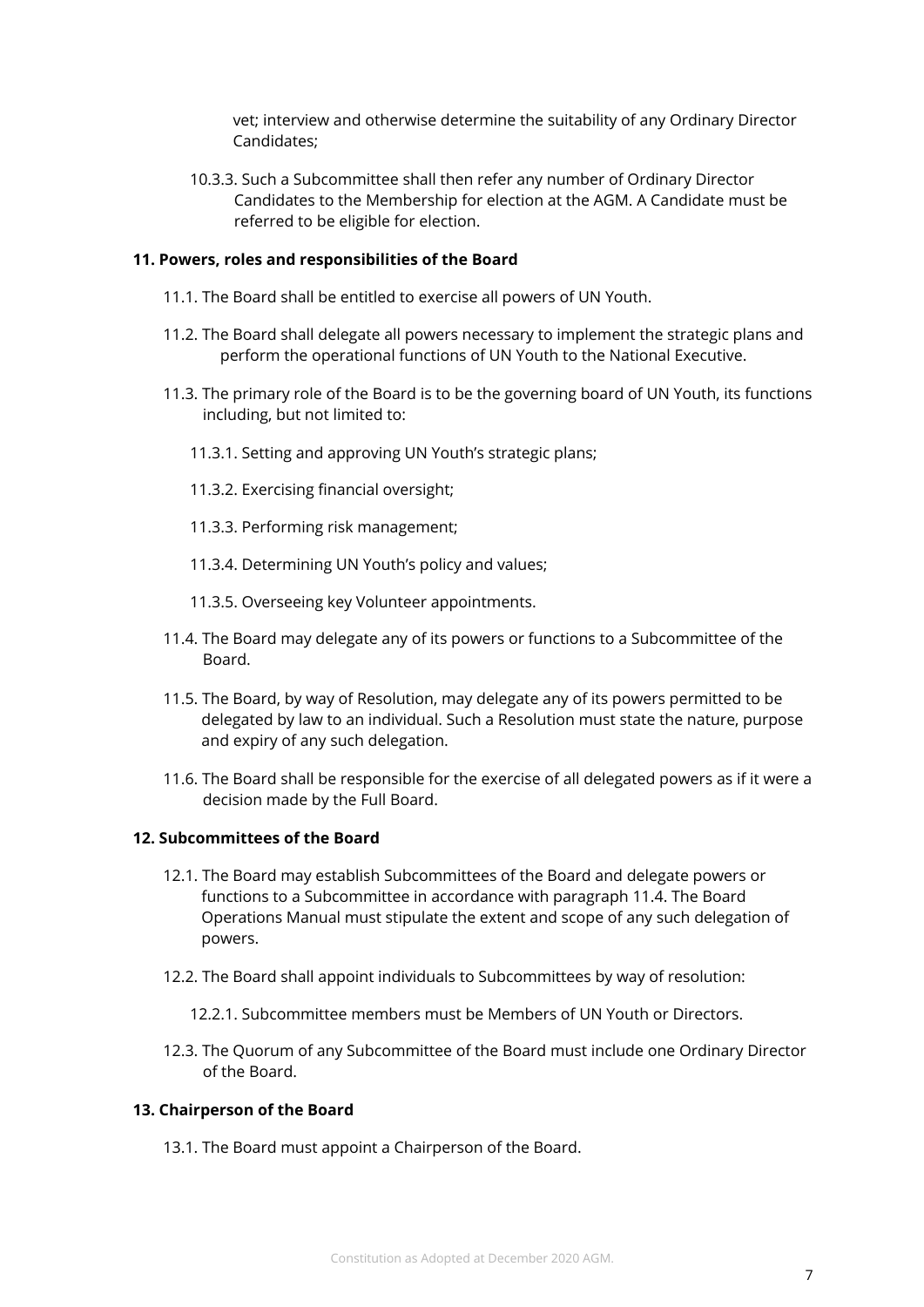vet; interview and otherwise determine the suitability of any Ordinary Director Candidates;

10.3.3. Such a Subcommittee shall then refer any number of Ordinary Director Candidates to the Membership for election at the AGM. A Candidate must be referred to be eligible for election.

**11. Powers, roles and responsibilities of the Board**

11.1. The Board shall be entitled to exercise all powers of UN Youth.

11.2. The Board shall delegate all powers necessary to implement the strategic plans and perform the operational functions of UN Youth to the National Executive.

11.3. The primary role of the Board is to be the governing board of UN Youth, its functions including, but not limited to:

11.3.1. Setting and approving UN Youth's strategic plans;

11.3.2. Exercising financial oversight;

11.3.3. Performing risk management;

11.3.4. Determining UN Youth's policy and values;

11.3.5. Overseeing key Volunteer appointments.

11.4. The Board may delegate any of its powers or functions to a Subcommittee of the Board.

11.5. The Board, by way of Resolution, may delegate any of its powers permitted to be delegated by law to an individual. Such a Resolution must state the nature, purpose and expiry of any such delegation.

11.6. The Board shall be responsible for the exercise of all delegated powers as if it were a decision made by the Full Board.

**12. Subcommittees of the Board**

12.1. The Board may establish Subcommittees of the Board and delegate powers or functions to a Subcommittee in accordance with paragraph 11.4. The Board Operations Manual must stipulate the extent and scope of any such delegation of powers.

12.2. The Board shall appoint individuals to Subcommittees by way of resolution:

12.2.1. Subcommittee members must be Members of UN Youth or Directors.

12.3. The Quorum of any Subcommittee of the Board must include one Ordinary Director of the Board.

**13. Chairperson of the Board**

13.1. The Board must appoint a Chairperson of the Board.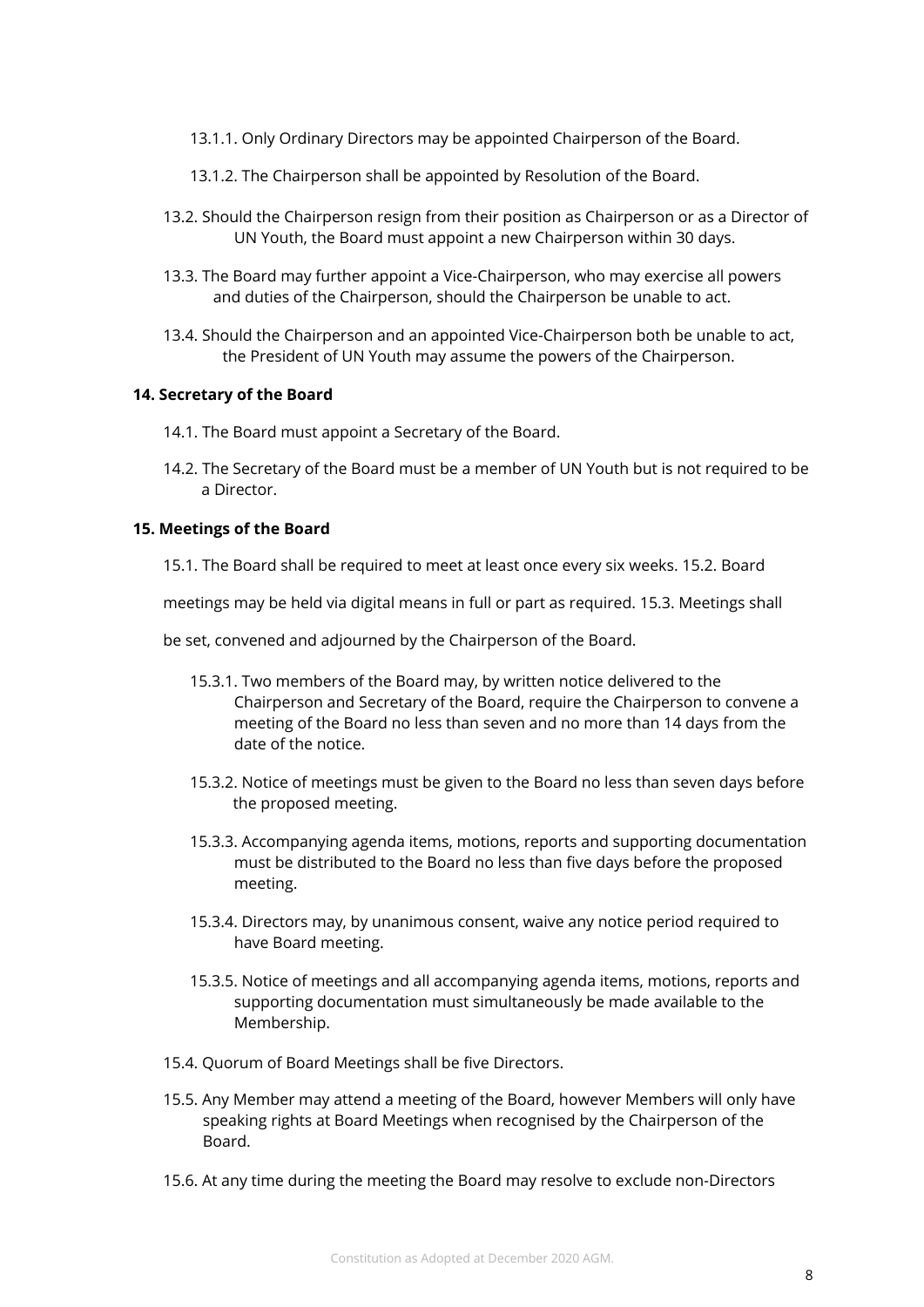13.1.1. Only Ordinary Directors may be appointed Chairperson of the Board.

13.1.2. The Chairperson shall be appointed by Resolution of the Board.

13.2. Should the Chairperson resign from their position as Chairperson or as a Director of UN Youth, the Board must appoint a new Chairperson within 30 days.

13.3. The Board may further appoint a Vice-Chairperson, who may exercise all powers and duties of the Chairperson, should the Chairperson be unable to act.

13.4. Should the Chairperson and an appointed Vice-Chairperson both be unable to act, the President of UN Youth may assume the powers of the Chairperson.

**14. Secretary of the Board**

14.1. The Board must appoint a Secretary of the Board.

14.2. The Secretary of the Board must be a member of UN Youth but is not required to be a Director.

**15. Meetings of the Board**

15.1. The Board shall be required to meet at least once every six weeks.

15.2. Board meetings may be held via digital means in full or part as required.

15.3. Meetings shall be set, convened and adjourned by the Chairperson of the Board.

15.3.1. Two members of the Board may, by written notice delivered to the Chairperson and Secretary of the Board, require the Chairperson to convene a meeting of the Board no less than seven and no more than 14 days from the date of the notice.

15.3.2. Notice of meetings must be given to the Board no less than seven days before the proposed meeting.

15.3.3. Accompanying agenda items, motions, reports and supporting documentation must be distributed to the Board no less than five days before the proposed meeting.

15.3.4. Directors may, by unanimous consent, waive any notice period required to have Board meeting.

15.3.5. Notice of meetings and all accompanying agenda items, motions, reports and supporting documentation must simultaneously be made available to the Membership.

15.4. Quorum of Board Meetings shall be five Directors.

15.5. Any Member may attend a meeting of the Board, however Members will only have speaking rights at Board Meetings when recognised by the Chairperson of the Board.

15.6. At any time during the meeting the Board may resolve to exclude non-Directors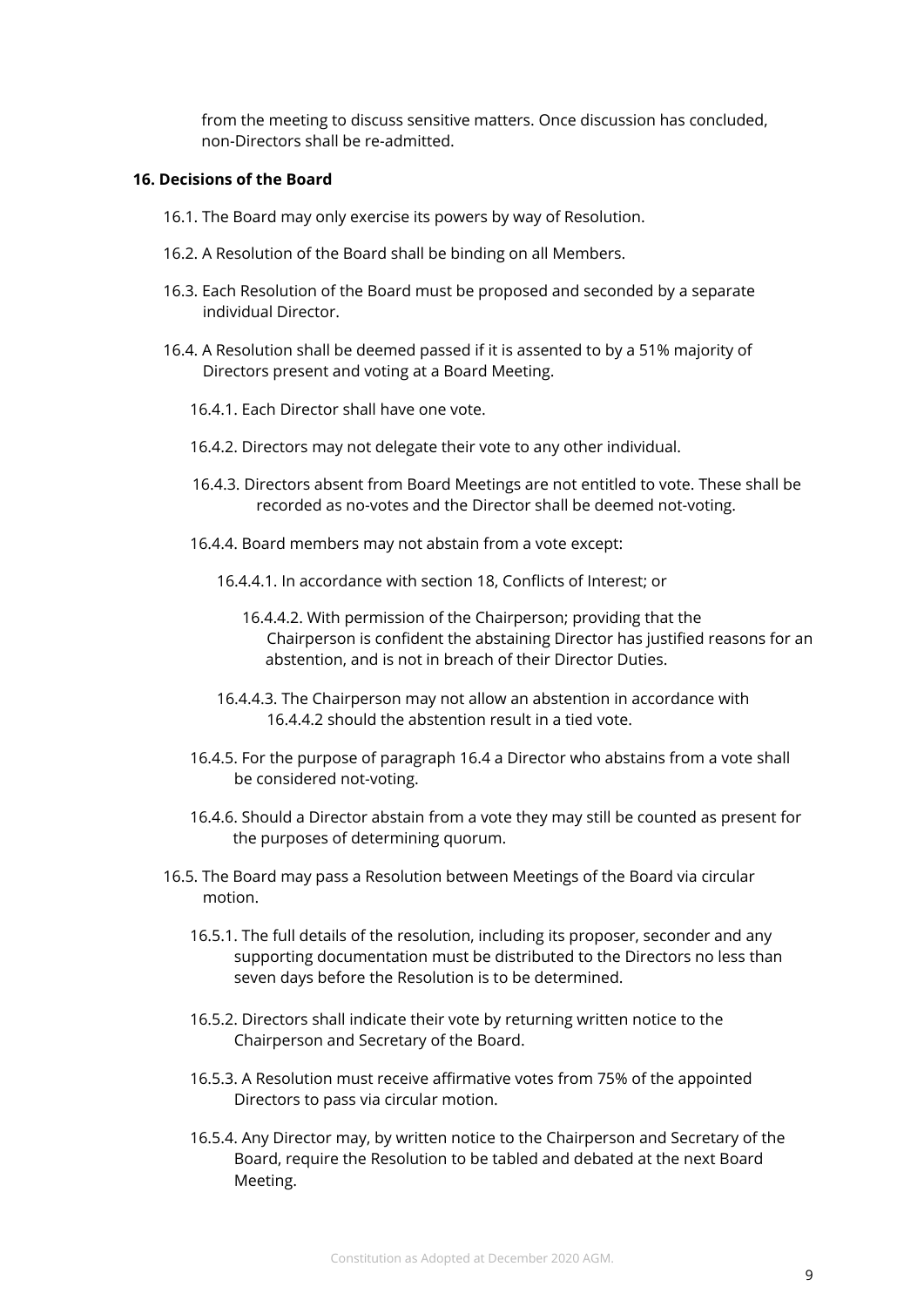from the meeting to discuss sensitive matters. Once discussion has concluded, non-Directors shall be re-admitted.

**16. Decisions of the Board**

16.1. The Board may only exercise its powers by way of Resolution.

16.2. A Resolution of the Board shall be binding on all Members.

16.3. Each Resolution of the Board must be proposed and seconded by a separate individual Director.

16.4. A Resolution shall be deemed passed if it is assented to by a 51% majority of Directors present and voting at a Board Meeting.

16.4.1. Each Director shall have one vote.

16.4.2. Directors may not delegate their vote to any other individual.

16.4.3. Directors absent from Board Meetings are not entitled to vote. These shall be recorded as no-votes and the Director shall be deemed not-voting.

16.4.4. Board members may not abstain from a vote except:

16.4.4.1. In accordance with section 18, Conflicts of Interest; or

16.4.4.2. With permission of the Chairperson; providing that the Chairperson is confident the abstaining Director has justified reasons for an abstention, and is not in breach of their Director Duties.

16.4.4.3. The Chairperson may not allow an abstention in accordance with 16.4.4.2 should the abstention result in a tied vote.

16.4.5. For the purpose of paragraph 16.4 a Director who abstains from a vote shall be considered not-voting.

16.4.6. Should a Director abstain from a vote they may still be counted as present for the purposes of determining quorum.

16.5. The Board may pass a Resolution between Meetings of the Board via circular motion.

16.5.1. The full details of the resolution, including its proposer, seconder and any supporting documentation must be distributed to the Directors no less than seven days before the Resolution is to be determined.

16.5.2. Directors shall indicate their vote by returning written notice to the Chairperson and Secretary of the Board.

16.5.3. A Resolution must receive affirmative votes from 75% of the appointed Directors to pass via circular motion.

16.5.4. Any Director may, by written notice to the Chairperson and Secretary of the Board, require the Resolution to be tabled and debated at the next Board Meeting.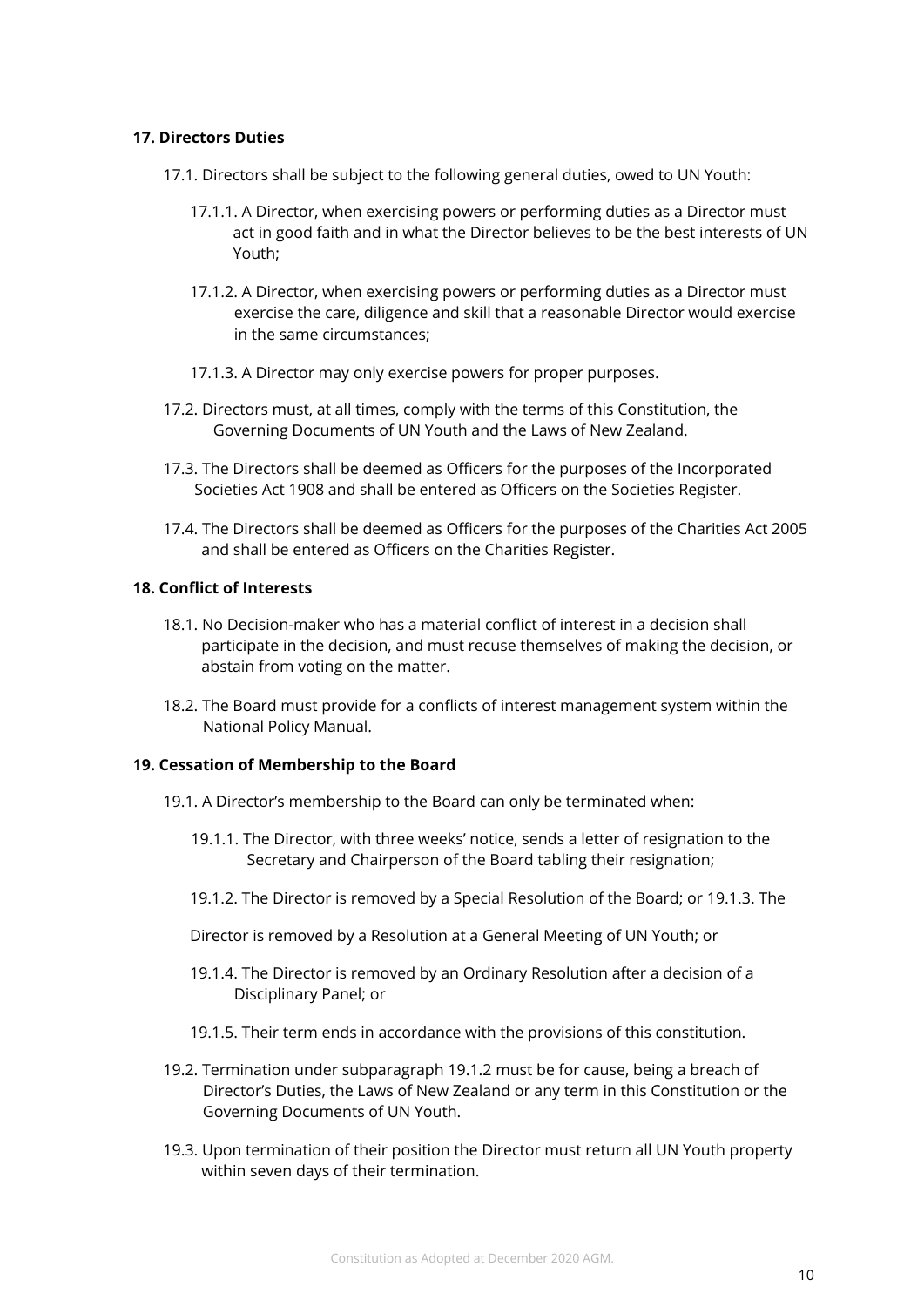**17. Directors Duties**

17.1. Directors shall be subject to the following general duties, owed to UN Youth:

17.1.1. A Director, when exercising powers or performing duties as a Director must act in good faith and in what the Director believes to be the best interests of UN Youth;

17.1.2. A Director, when exercising powers or performing duties as a Director must exercise the care, diligence and skill that a reasonable Director would exercise in the same circumstances;

17.1.3. A Director may only exercise powers for proper purposes.

17.2. Directors must, at all times, comply with the terms of this Constitution, the Governing Documents of UN Youth and the Laws of New Zealand.

17.3. The Directors shall be deemed as Officers for the purposes of the Incorporated Societies Act 1908 and shall be entered as Officers on the Societies Register.

17.4. The Directors shall be deemed as Officers for the purposes of the Charities Act 2005 and shall be entered as Officers on the Charities Register.

**18. Conflict of Interests**

18.1. No Decision-maker who has a material conflict of interest in a decision shall participate in the decision, and must recuse themselves of making the decision, or abstain from voting on the matter.

18.2. The Board must provide for a conflicts of interest management system within the National Policy Manual.

**19. Cessation of Membership to the Board**

19.1. A Director's membership to the Board can only be terminated when:

19.1.1. The Director, with three weeks' notice, sends a letter of resignation to the Secretary and Chairperson of the Board tabling their resignation;

19.1.2. The Director is removed by a Special Resolution of the Board; or 19.1.3. The

Director is removed by a Resolution at a General Meeting of UN Youth; or

19.1.4. The Director is removed by an Ordinary Resolution after a decision of a Disciplinary Panel; or

19.1.5. Their term ends in accordance with the provisions of this constitution.

19.2. Termination under subparagraph 19.1.2 must be for cause, being a breach of Director's Duties, the Laws of New Zealand or any term in this Constitution or the Governing Documents of UN Youth.

19.3. Upon termination of their position the Director must return all UN Youth property within seven days of their termination.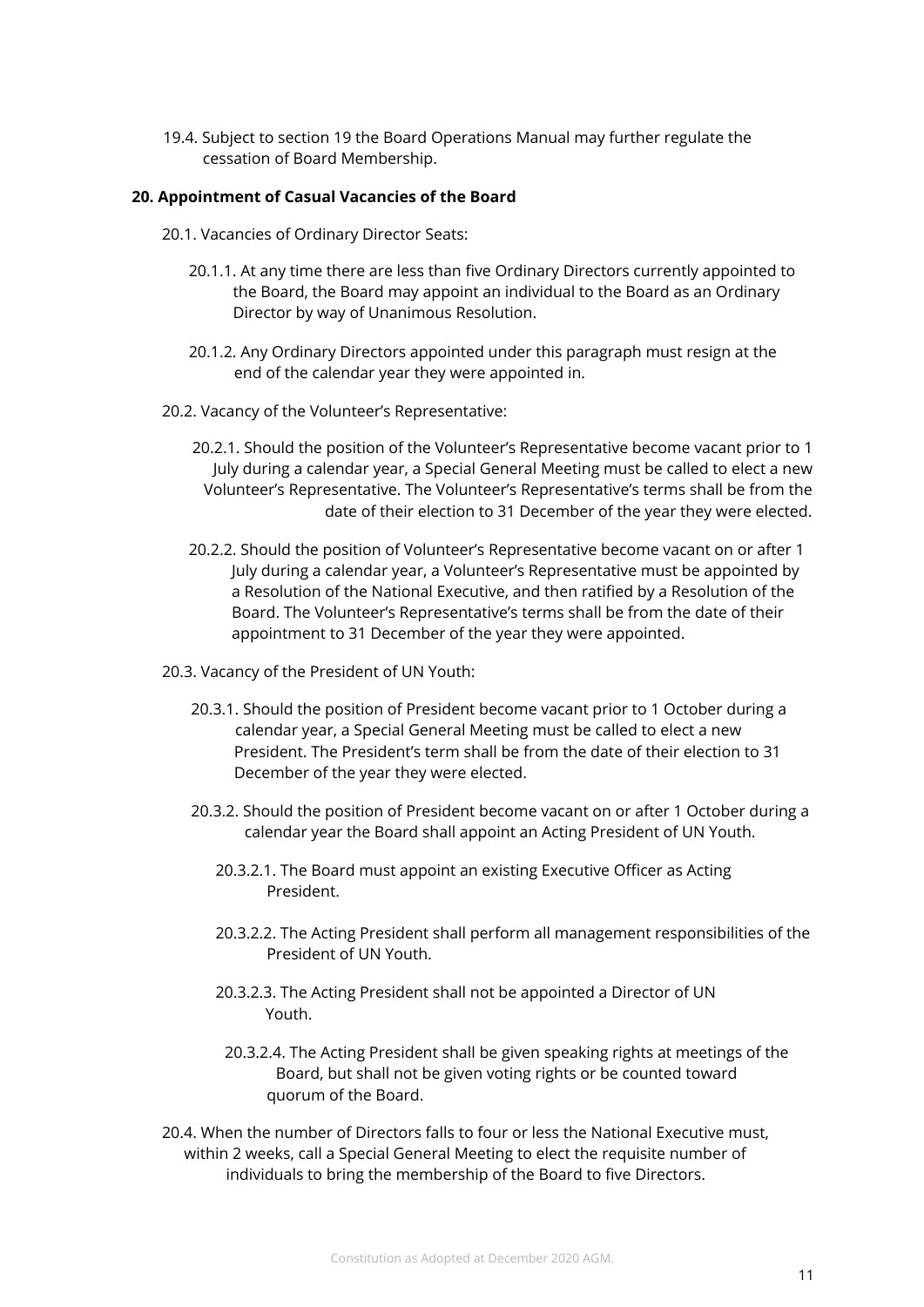19.4. Subject to section 19 the Board Operations Manual may further regulate the cessation of Board Membership.

**20. Appointment of Casual Vacancies of the Board**

20.1. Vacancies of Ordinary Director Seats:

20.1.1. At any time there are less than five Ordinary Directors currently appointed to the Board, the Board may appoint an individual to the Board as an Ordinary Director by way of Unanimous Resolution.

20.1.2. Any Ordinary Directors appointed under this paragraph must resign at the end of the calendar year they were appointed in.

20.2. Vacancy of the Volunteer's Representative:

20.2.1. Should the position of the Volunteer's Representative become vacant prior to 1 July during a calendar year, a Special General Meeting must be called to elect a new Volunteer's Representative. The Volunteer's Representative's terms shall be from the date of their election to 31 December of the year they were elected.

20.2.2. Should the position of Volunteer's Representative become vacant on or after 1 July during a calendar year, a Volunteer's Representative must be appointed by a Resolution of the National Executive, and then ratified by a Resolution of the Board. The Volunteer's Representative's terms shall be from the date of their appointment to 31 December of the year they were appointed.

20.3. Vacancy of the President of UN Youth:

20.3.1. Should the position of President become vacant prior to 1 October during a calendar year, a Special General Meeting must be called to elect a new President. The President's term shall be from the date of their election to 31 December of the year they were elected.

20.3.2. Should the position of President become vacant on or after 1 October during a calendar year the Board shall appoint an Acting President of UN Youth.

20.3.2.1. The Board must appoint an existing Executive Officer as Acting President.

20.3.2.2. The Acting President shall perform all management responsibilities of the President of UN Youth.

20.3.2.3. The Acting President shall not be appointed a Director of UN Youth.

20.3.2.4. The Acting President shall be given speaking rights at meetings of the Board, but shall not be given voting rights or be counted toward quorum of the Board.

20.4. When the number of Directors falls to four or less the National Executive must, within 2 weeks, call a Special General Meeting to elect the requisite number of individuals to bring the membership of the Board to five Directors.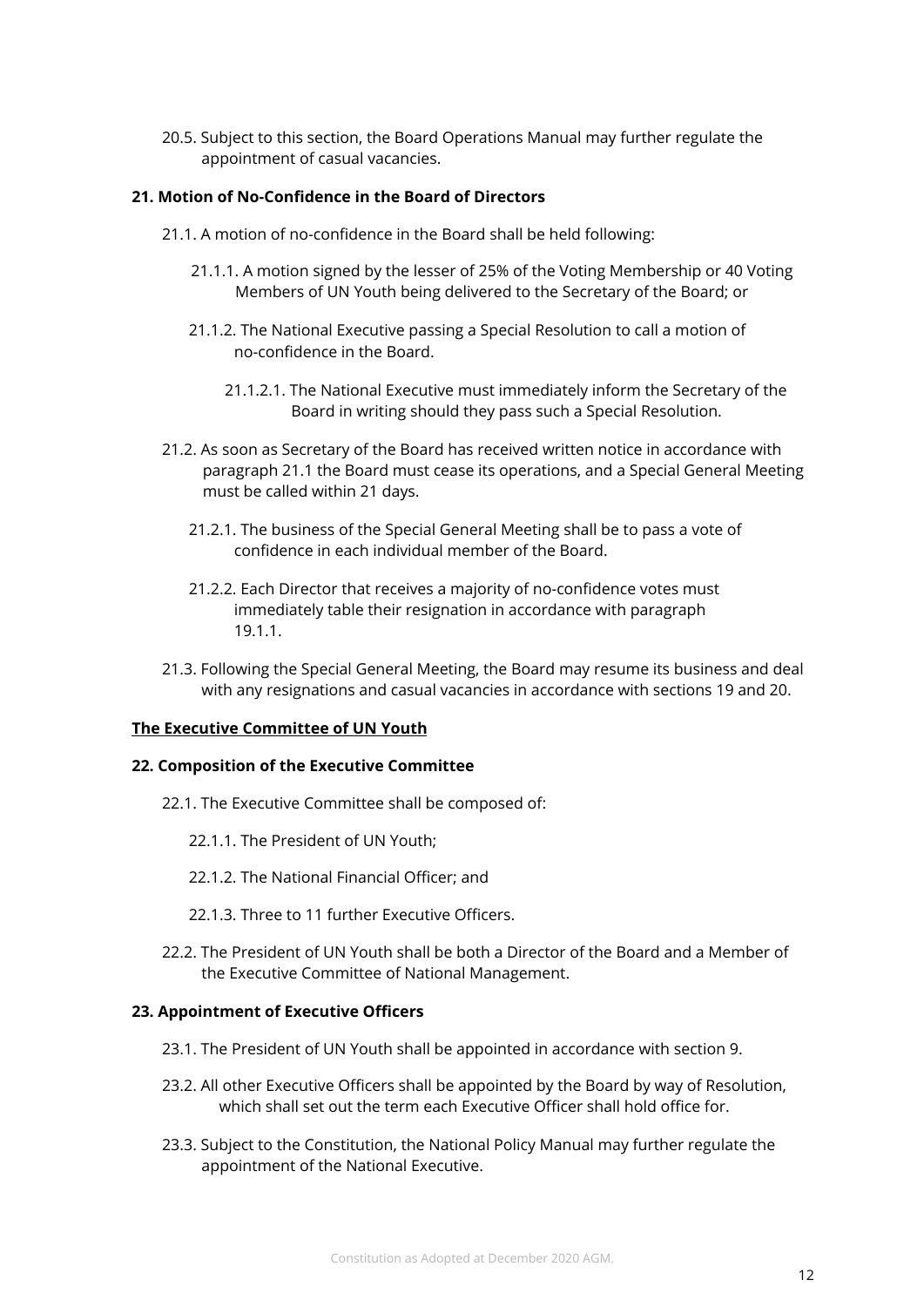20.5. Subject to this section, the Board Operations Manual may further regulate the appointment of casual vacancies.

**21. Motion of No-Confidence in the Board of Directors**

21.1. A motion of no-confidence in the Board shall be held following:

21.1.1. A motion signed by the lesser of 25% of the Voting Membership or 40 Voting Members of UN Youth being delivered to the Secretary of the Board; or

21.1.2. The National Executive passing a Special Resolution to call a motion of no-confidence in the Board.

21.1.2.1. The National Executive must immediately inform the Secretary of the Board in writing should they pass such a Special Resolution.

21.2. As soon as Secretary of the Board has received written notice in accordance with paragraph 21.1 the Board must cease its operations, and a Special General Meeting must be called within 21 days.

21.2.1. The business of the Special General Meeting shall be to pass a vote of confidence in each individual member of the Board.

21.2.2. Each Director that receives a majority of no-confidence votes must immediately table their resignation in accordance with paragraph 19.1.1.

21.3. Following the Special General Meeting, the Board may resume its business and deal with any resignations and casual vacancies in accordance with sections 19 and 20.

**<u>The Executive Committee of UN Youth</u>**

**22. Composition of the Executive Committee**

22.1. The Executive Committee shall be composed of:

22.1.1. The President of UN Youth;

22.1.2. The National Financial Officer; and

22.1.3. Three to 11 further Executive Officers.

22.2. The President of UN Youth shall be both a Director of the Board and a Member of the Executive Committee of National Management.

**23. Appointment of Executive Officers**

23.1. The President of UN Youth shall be appointed in accordance with section 9.

23.2. All other Executive Officers shall be appointed by the Board by way of Resolution, which shall set out the term each Executive Officer shall hold office for.

23.3. Subject to the Constitution, the National Policy Manual may further regulate the appointment of the National Executive.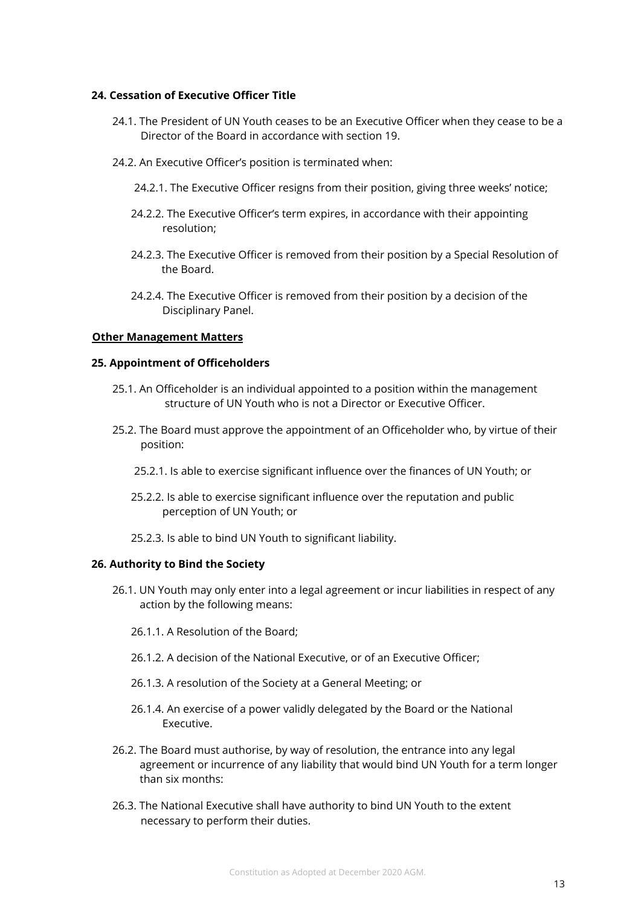**24. Cessation of Executive Officer Title**

24.1. The President of UN Youth ceases to be an Executive Officer when they cease to be a Director of the Board in accordance with section 19.

24.2. An Executive Officer's position is terminated when:

24.2.1. The Executive Officer resigns from their position, giving three weeks' notice;

24.2.2. The Executive Officer's term expires, in accordance with their appointing resolution;

24.2.3. The Executive Officer is removed from their position by a Special Resolution of the Board.

24.2.4. The Executive Officer is removed from their position by a decision of the Disciplinary Panel.

**Other Management Matters**

**25. Appointment of Officeholders**

25.1. An Officeholder is an individual appointed to a position within the management structure of UN Youth who is not a Director or Executive Officer.

25.2. The Board must approve the appointment of an Officeholder who, by virtue of their position:

25.2.1. Is able to exercise significant influence over the finances of UN Youth; or

25.2.2. Is able to exercise significant influence over the reputation and public perception of UN Youth; or

25.2.3. Is able to bind UN Youth to significant liability.

**26. Authority to Bind the Society**

26.1. UN Youth may only enter into a legal agreement or incur liabilities in respect of any action by the following means:

26.1.1. A Resolution of the Board;

26.1.2. A decision of the National Executive, or of an Executive Officer;

26.1.3. A resolution of the Society at a General Meeting; or

26.1.4. An exercise of a power validly delegated by the Board or the National Executive.

26.2. The Board must authorise, by way of resolution, the entrance into any legal agreement or incurrence of any liability that would bind UN Youth for a term longer than six months:

26.3. The National Executive shall have authority to bind UN Youth to the extent necessary to perform their duties.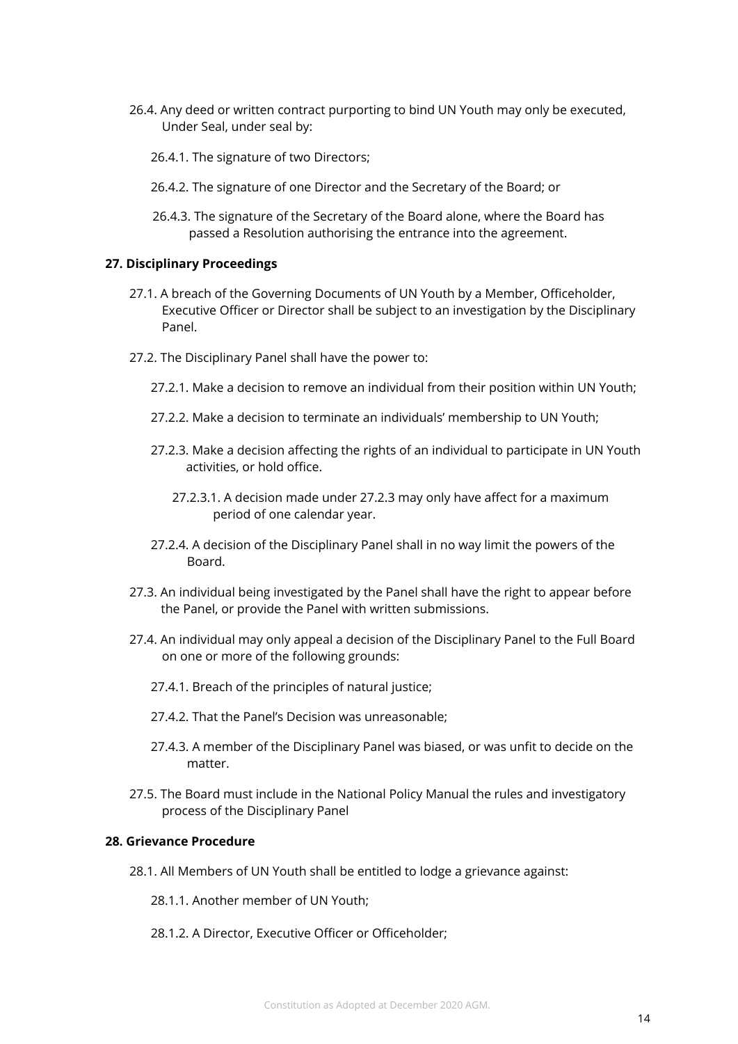26.4. Any deed or written contract purporting to bind UN Youth may only be executed, Under Seal, under seal by:

26.4.1. The signature of two Directors;

26.4.2. The signature of one Director and the Secretary of the Board; or

26.4.3. The signature of the Secretary of the Board alone, where the Board has passed a Resolution authorising the entrance into the agreement.

**27. Disciplinary Proceedings**

27.1. A breach of the Governing Documents of UN Youth by a Member, Officeholder, Executive Officer or Director shall be subject to an investigation by the Disciplinary Panel.

27.2. The Disciplinary Panel shall have the power to:

27.2.1. Make a decision to remove an individual from their position within UN Youth;

27.2.2. Make a decision to terminate an individuals' membership to UN Youth;

27.2.3. Make a decision affecting the rights of an individual to participate in UN Youth activities, or hold office.

27.2.3.1. A decision made under 27.2.3 may only have affect for a maximum period of one calendar year.

27.2.4. A decision of the Disciplinary Panel shall in no way limit the powers of the Board.

27.3. An individual being investigated by the Panel shall have the right to appear before the Panel, or provide the Panel with written submissions.

27.4. An individual may only appeal a decision of the Disciplinary Panel to the Full Board on one or more of the following grounds:

27.4.1. Breach of the principles of natural justice;

27.4.2. That the Panel's Decision was unreasonable;

27.4.3. A member of the Disciplinary Panel was biased, or was unfit to decide on the matter.

27.5. The Board must include in the National Policy Manual the rules and investigatory process of the Disciplinary Panel

**28. Grievance Procedure**

28.1. All Members of UN Youth shall be entitled to lodge a grievance against:

28.1.1. Another member of UN Youth;

28.1.2. A Director, Executive Officer or Officeholder;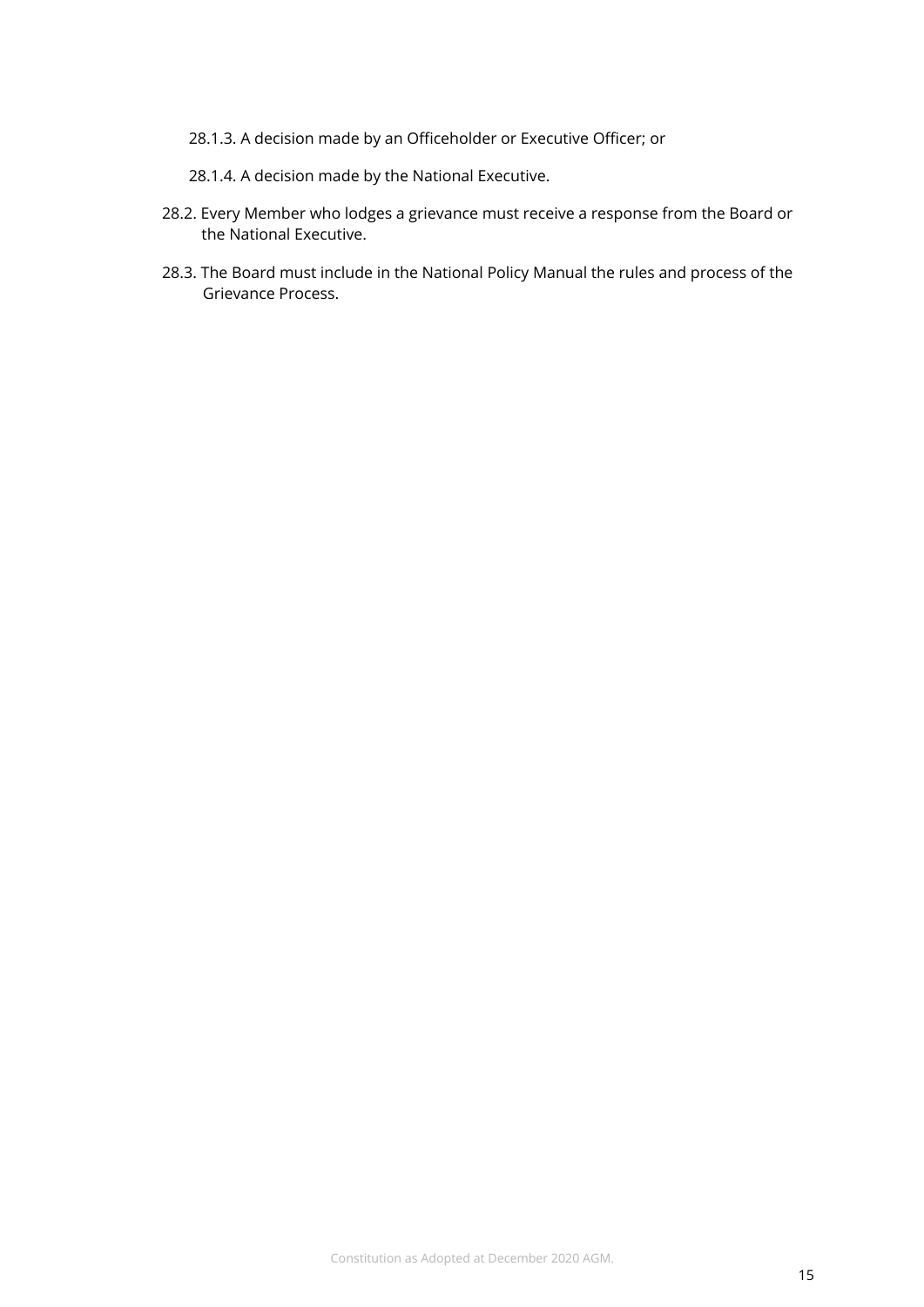28.1.3. A decision made by an Officeholder or Executive Officer; or

28.1.4. A decision made by the National Executive.

28.2. Every Member who lodges a grievance must receive a response from the Board or the National Executive.

28.3. The Board must include in the National Policy Manual the rules and process of the Grievance Process.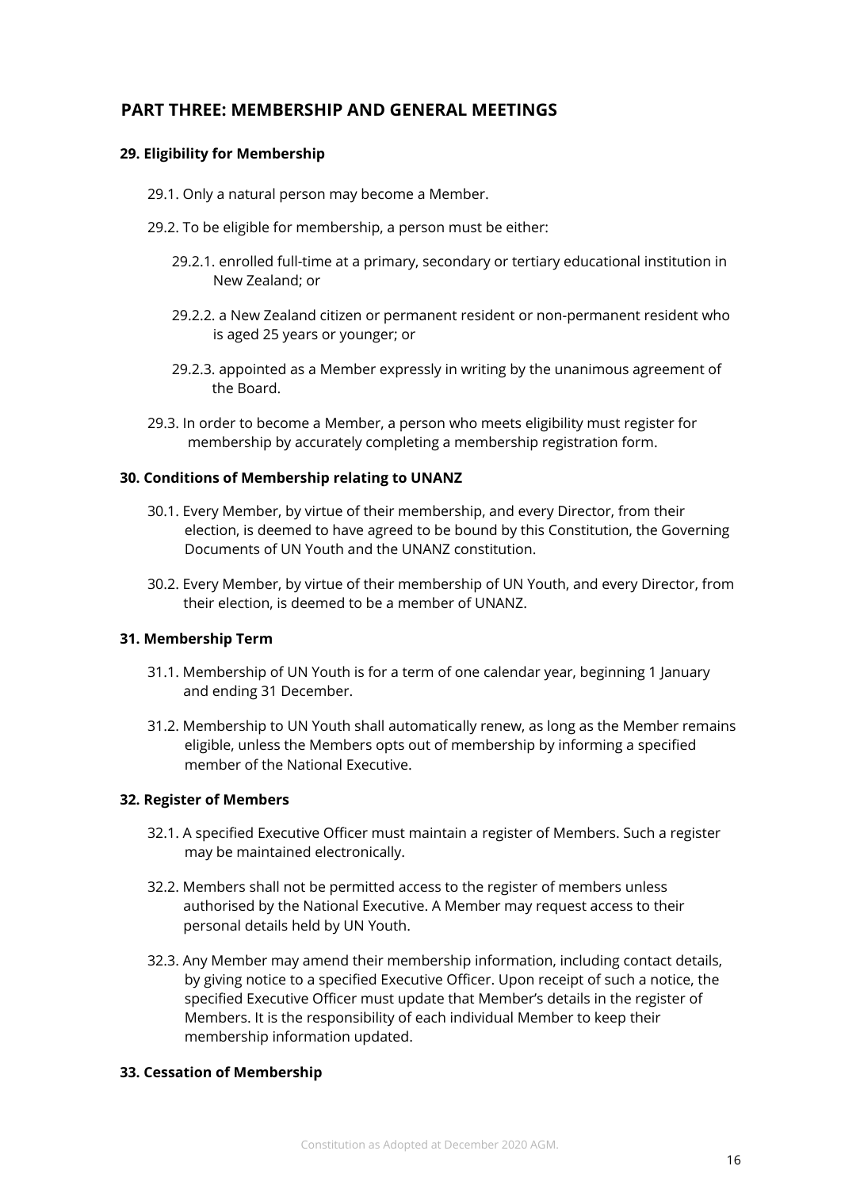## PART THREE: MEMBERSHIP AND GENERAL MEETINGS

### 29. Eligibility for Membership

29.1. Only a natural person may become a Member.

29.2. To be eligible for membership, a person must be either:

29.2.1. enrolled full-time at a primary, secondary or tertiary educational institution in New Zealand; or

29.2.2. a New Zealand citizen or permanent resident or non-permanent resident who is aged 25 years or younger; or

29.2.3. appointed as a Member expressly in writing by the unanimous agreement of the Board.

29.3. In order to become a Member, a person who meets eligibility must register for membership by accurately completing a membership registration form.

### 30. Conditions of Membership relating to UNANZ

30.1. Every Member, by virtue of their membership, and every Director, from their election, is deemed to have agreed to be bound by this Constitution, the Governing Documents of UN Youth and the UNANZ constitution.

30.2. Every Member, by virtue of their membership of UN Youth, and every Director, from their election, is deemed to be a member of UNANZ.

### 31. Membership Term

31.1. Membership of UN Youth is for a term of one calendar year, beginning 1 January and ending 31 December.

31.2. Membership to UN Youth shall automatically renew, as long as the Member remains eligible, unless the Members opts out of membership by informing a specified member of the National Executive.

### 32. Register of Members

32.1. A specified Executive Officer must maintain a register of Members. Such a register may be maintained electronically.

32.2. Members shall not be permitted access to the register of members unless authorised by the National Executive. A Member may request access to their personal details held by UN Youth.

32.3. Any Member may amend their membership information, including contact details, by giving notice to a specified Executive Officer. Upon receipt of such a notice, the specified Executive Officer must update that Member's details in the register of Members. It is the responsibility of each individual Member to keep their membership information updated.

### 33. Cessation of Membership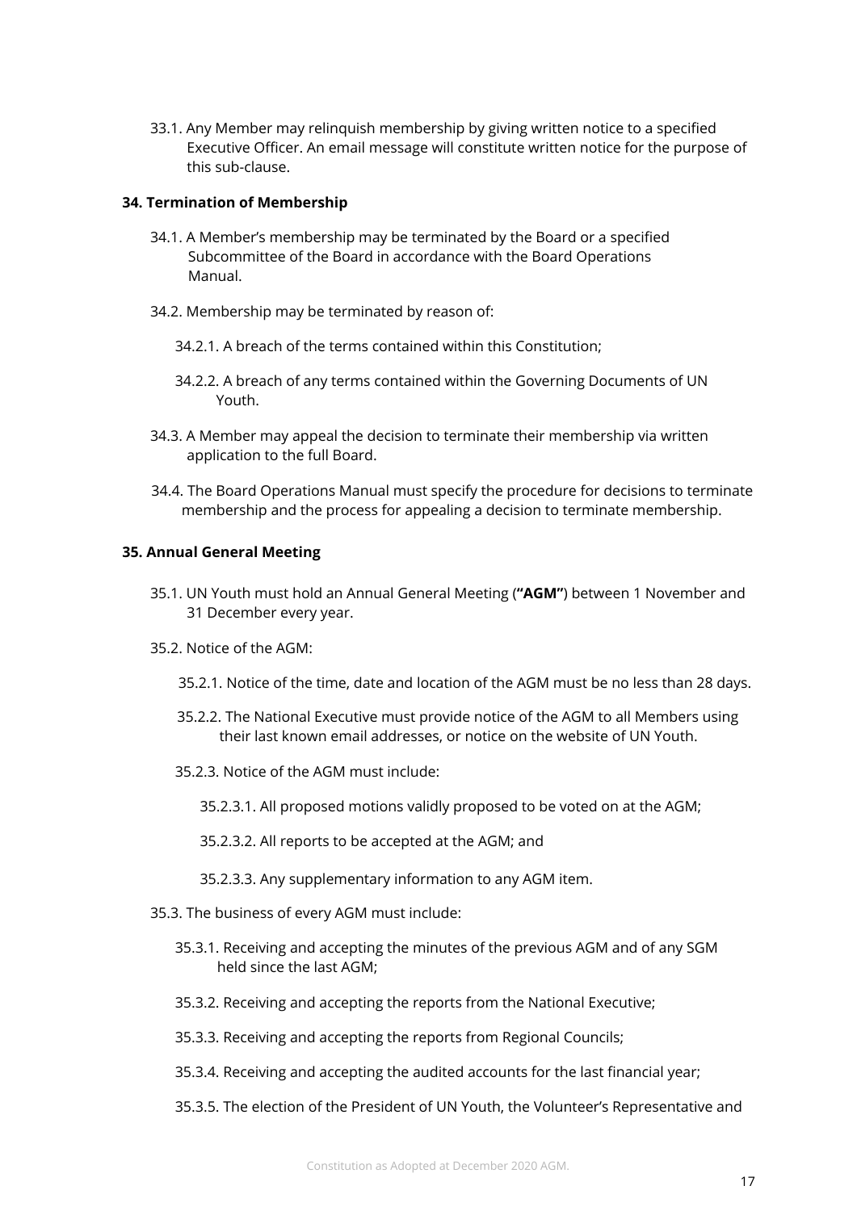33.1. Any Member may relinquish membership by giving written notice to a specified Executive Officer. An email message will constitute written notice for the purpose of this sub-clause.

**34. Termination of Membership**

34.1. A Member's membership may be terminated by the Board or a specified Subcommittee of the Board in accordance with the Board Operations Manual.

34.2. Membership may be terminated by reason of:

34.2.1. A breach of the terms contained within this Constitution;

34.2.2. A breach of any terms contained within the Governing Documents of UN Youth.

34.3. A Member may appeal the decision to terminate their membership via written application to the full Board.

34.4. The Board Operations Manual must specify the procedure for decisions to terminate membership and the process for appealing a decision to terminate membership.

**35. Annual General Meeting**

35.1. UN Youth must hold an Annual General Meeting (**"AGM"**) between 1 November and 31 December every year.

35.2. Notice of the AGM:

35.2.1. Notice of the time, date and location of the AGM must be no less than 28 days.

35.2.2. The National Executive must provide notice of the AGM to all Members using their last known email addresses, or notice on the website of UN Youth.

35.2.3. Notice of the AGM must include:

35.2.3.1. All proposed motions validly proposed to be voted on at the AGM;

35.2.3.2. All reports to be accepted at the AGM; and

35.2.3.3. Any supplementary information to any AGM item.

35.3. The business of every AGM must include:

35.3.1. Receiving and accepting the minutes of the previous AGM and of any SGM held since the last AGM;

35.3.2. Receiving and accepting the reports from the National Executive;

35.3.3. Receiving and accepting the reports from Regional Councils;

35.3.4. Receiving and accepting the audited accounts for the last financial year;

35.3.5. The election of the President of UN Youth, the Volunteer's Representative and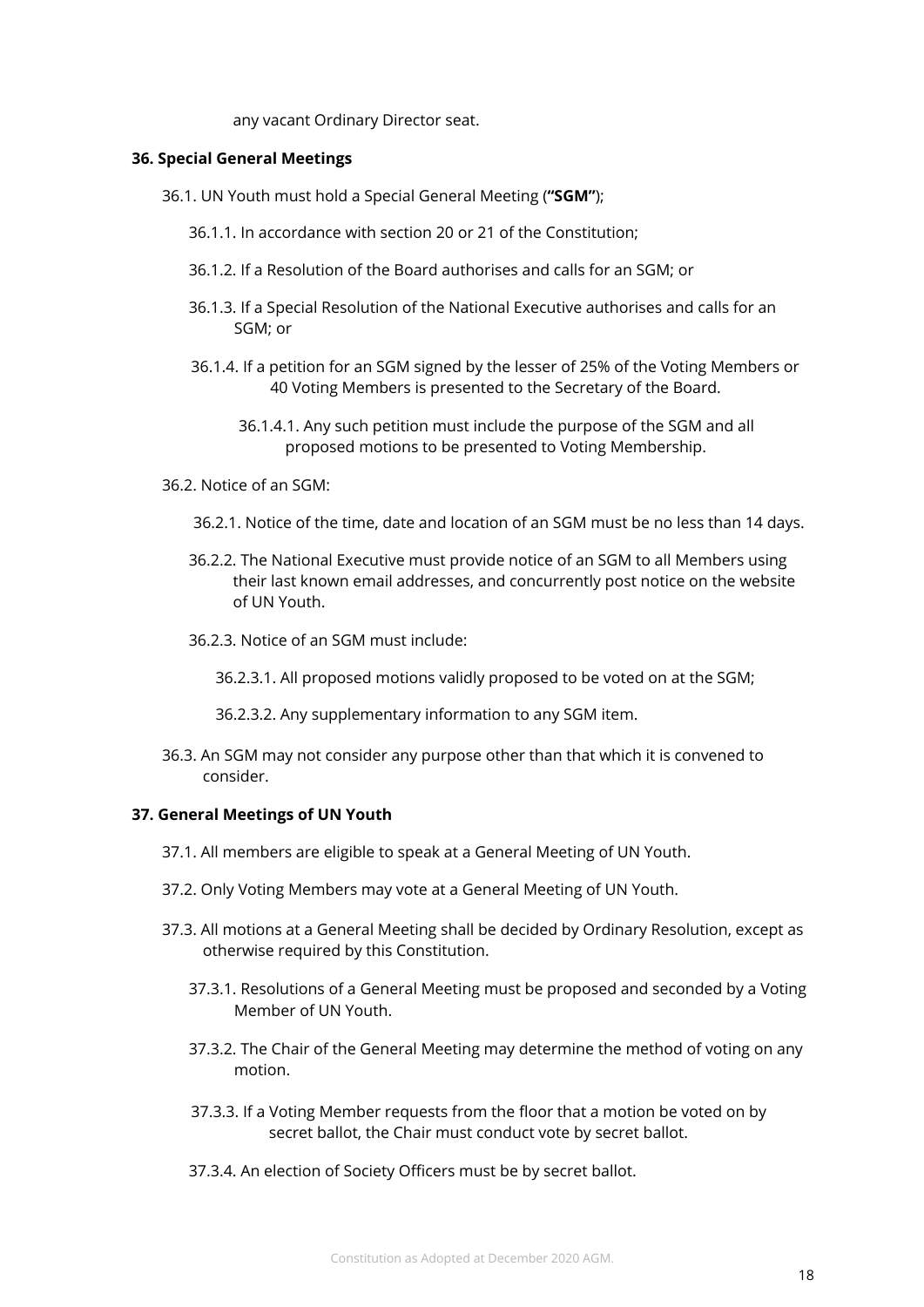any vacant Ordinary Director seat.

**36. Special General Meetings**

36.1. UN Youth must hold a Special General Meeting (**"SGM"**);

36.1.1. In accordance with section 20 or 21 of the Constitution;

36.1.2. If a Resolution of the Board authorises and calls for an SGM; or

36.1.3. If a Special Resolution of the National Executive authorises and calls for an SGM; or

36.1.4. If a petition for an SGM signed by the lesser of 25% of the Voting Members or 40 Voting Members is presented to the Secretary of the Board.

36.1.4.1. Any such petition must include the purpose of the SGM and all proposed motions to be presented to Voting Membership.

36.2. Notice of an SGM:

36.2.1. Notice of the time, date and location of an SGM must be no less than 14 days.

36.2.2. The National Executive must provide notice of an SGM to all Members using their last known email addresses, and concurrently post notice on the website of UN Youth.

36.2.3. Notice of an SGM must include:

36.2.3.1. All proposed motions validly proposed to be voted on at the SGM;

36.2.3.2. Any supplementary information to any SGM item.

36.3. An SGM may not consider any purpose other than that which it is convened to consider.

**37. General Meetings of UN Youth**

37.1. All members are eligible to speak at a General Meeting of UN Youth.

37.2. Only Voting Members may vote at a General Meeting of UN Youth.

37.3. All motions at a General Meeting shall be decided by Ordinary Resolution, except as otherwise required by this Constitution.

37.3.1. Resolutions of a General Meeting must be proposed and seconded by a Voting Member of UN Youth.

37.3.2. The Chair of the General Meeting may determine the method of voting on any motion.

37.3.3. If a Voting Member requests from the floor that a motion be voted on by secret ballot, the Chair must conduct vote by secret ballot.

37.3.4. An election of Society Officers must be by secret ballot.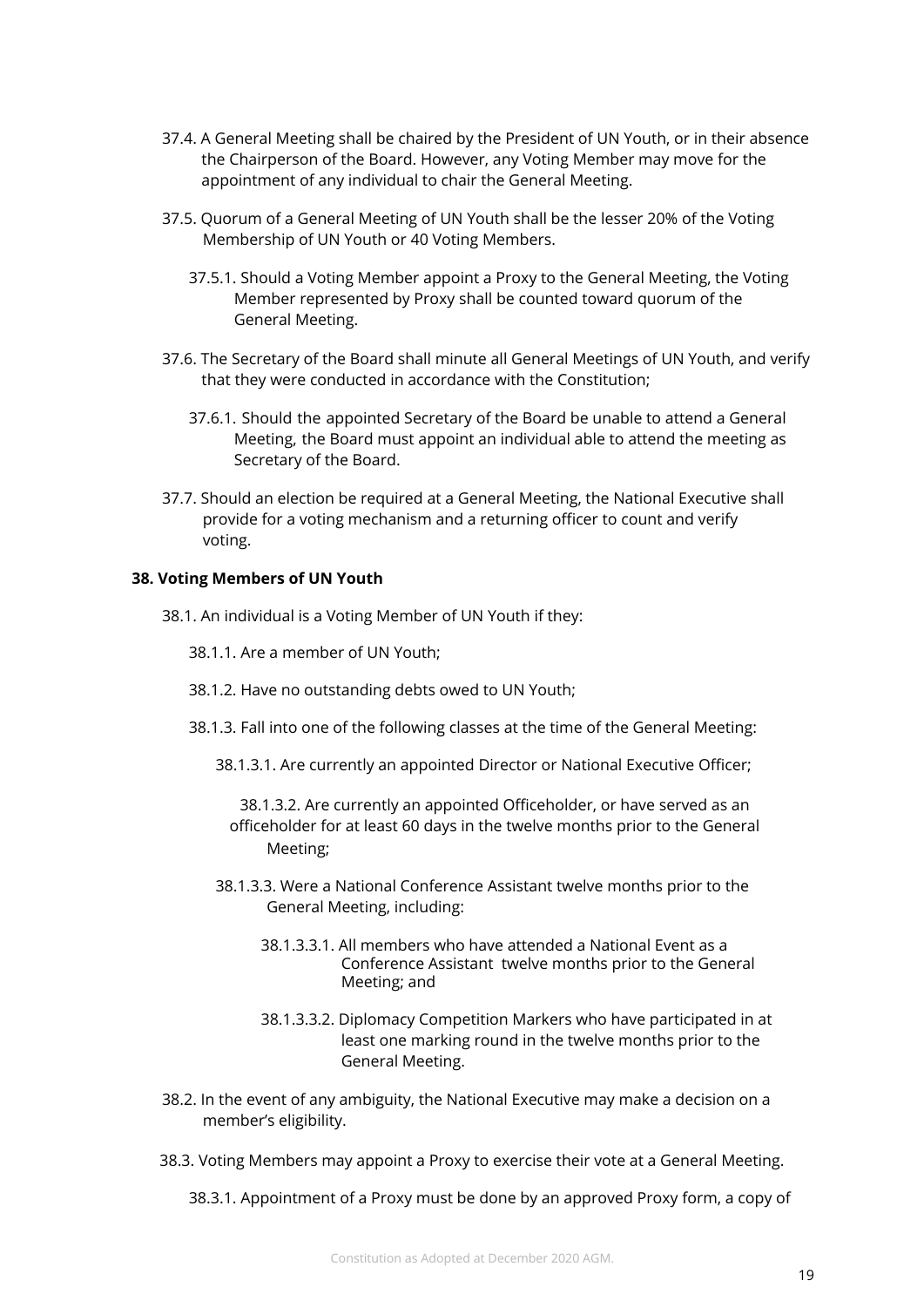37.4. A General Meeting shall be chaired by the President of UN Youth, or in their absence the Chairperson of the Board. However, any Voting Member may move for the appointment of any individual to chair the General Meeting.

37.5. Quorum of a General Meeting of UN Youth shall be the lesser 20% of the Voting Membership of UN Youth or 40 Voting Members.

37.5.1. Should a Voting Member appoint a Proxy to the General Meeting, the Voting Member represented by Proxy shall be counted toward quorum of the General Meeting.

37.6. The Secretary of the Board shall minute all General Meetings of UN Youth, and verify that they were conducted in accordance with the Constitution;

37.6.1. Should the appointed Secretary of the Board be unable to attend a General Meeting, the Board must appoint an individual able to attend the meeting as Secretary of the Board.

37.7. Should an election be required at a General Meeting, the National Executive shall provide for a voting mechanism and a returning officer to count and verify voting.

**38. Voting Members of UN Youth**

38.1. An individual is a Voting Member of UN Youth if they:

38.1.1. Are a member of UN Youth;

38.1.2. Have no outstanding debts owed to UN Youth;

38.1.3. Fall into one of the following classes at the time of the General Meeting:

38.1.3.1. Are currently an appointed Director or National Executive Officer;

38.1.3.2. Are currently an appointed Officeholder, or have served as an officeholder for at least 60 days in the twelve months prior to the General Meeting;

38.1.3.3. Were a National Conference Assistant twelve months prior to the General Meeting, including:

38.1.3.3.1. All members who have attended a National Event as a Conference Assistant twelve months prior to the General Meeting; and

38.1.3.3.2. Diplomacy Competition Markers who have participated in at least one marking round in the twelve months prior to the General Meeting.

38.2. In the event of any ambiguity, the National Executive may make a decision on a member's eligibility.

38.3. Voting Members may appoint a Proxy to exercise their vote at a General Meeting.

38.3.1. Appointment of a Proxy must be done by an approved Proxy form, a copy of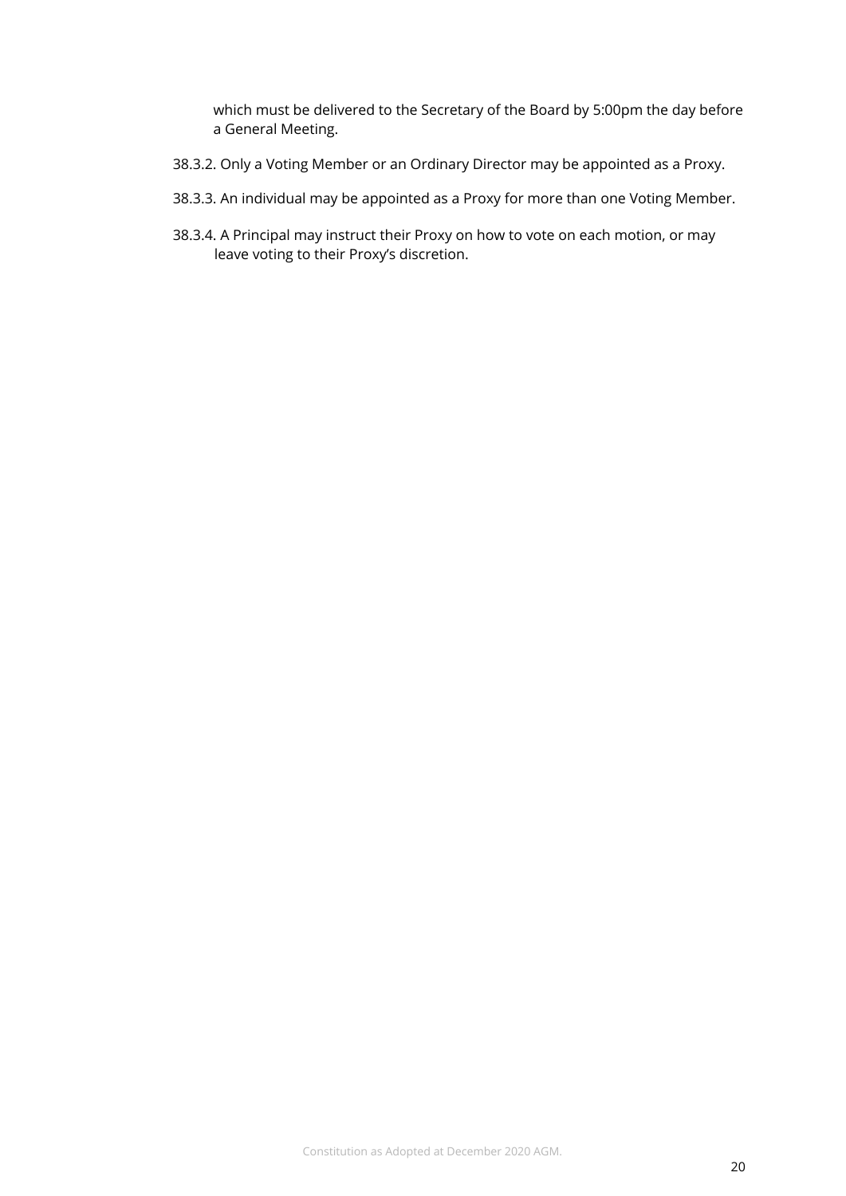which must be delivered to the Secretary of the Board by 5:00pm the day before a General Meeting.

38.3.2. Only a Voting Member or an Ordinary Director may be appointed as a Proxy.

38.3.3. An individual may be appointed as a Proxy for more than one Voting Member.

38.3.4. A Principal may instruct their Proxy on how to vote on each motion, or may leave voting to their Proxy's discretion.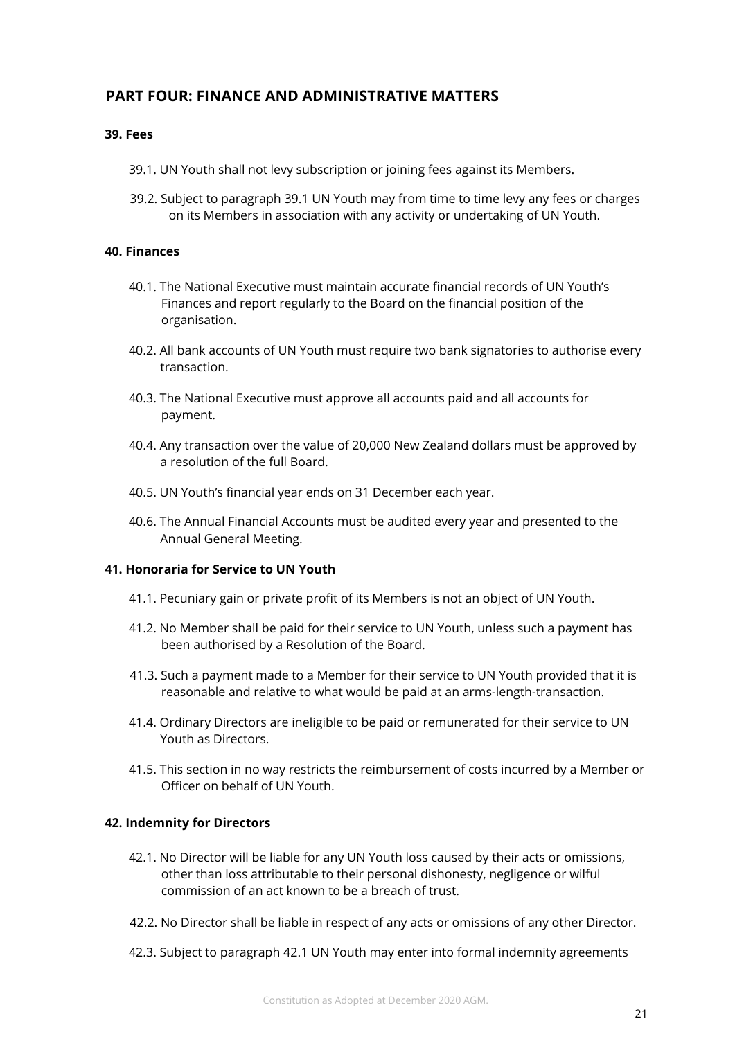## PART FOUR: FINANCE AND ADMINISTRATIVE MATTERS

### 39. Fees

39.1. UN Youth shall not levy subscription or joining fees against its Members.

39.2. Subject to paragraph 39.1 UN Youth may from time to time levy any fees or charges on its Members in association with any activity or undertaking of UN Youth.

### 40. Finances

40.1. The National Executive must maintain accurate financial records of UN Youth's Finances and report regularly to the Board on the financial position of the organisation.

40.2. All bank accounts of UN Youth must require two bank signatories to authorise every transaction.

40.3. The National Executive must approve all accounts paid and all accounts for payment.

40.4. Any transaction over the value of 20,000 New Zealand dollars must be approved by a resolution of the full Board.

40.5. UN Youth's financial year ends on 31 December each year.

40.6. The Annual Financial Accounts must be audited every year and presented to the Annual General Meeting.

### 41. Honoraria for Service to UN Youth

41.1. Pecuniary gain or private profit of its Members is not an object of UN Youth.

41.2. No Member shall be paid for their service to UN Youth, unless such a payment has been authorised by a Resolution of the Board.

41.3. Such a payment made to a Member for their service to UN Youth provided that it is reasonable and relative to what would be paid at an arms-length-transaction.

41.4. Ordinary Directors are ineligible to be paid or remunerated for their service to UN Youth as Directors.

41.5. This section in no way restricts the reimbursement of costs incurred by a Member or Officer on behalf of UN Youth.

### 42. Indemnity for Directors

42.1. No Director will be liable for any UN Youth loss caused by their acts or omissions, other than loss attributable to their personal dishonesty, negligence or wilful commission of an act known to be a breach of trust.

42.2. No Director shall be liable in respect of any acts or omissions of any other Director.

42.3. Subject to paragraph 42.1 UN Youth may enter into formal indemnity agreements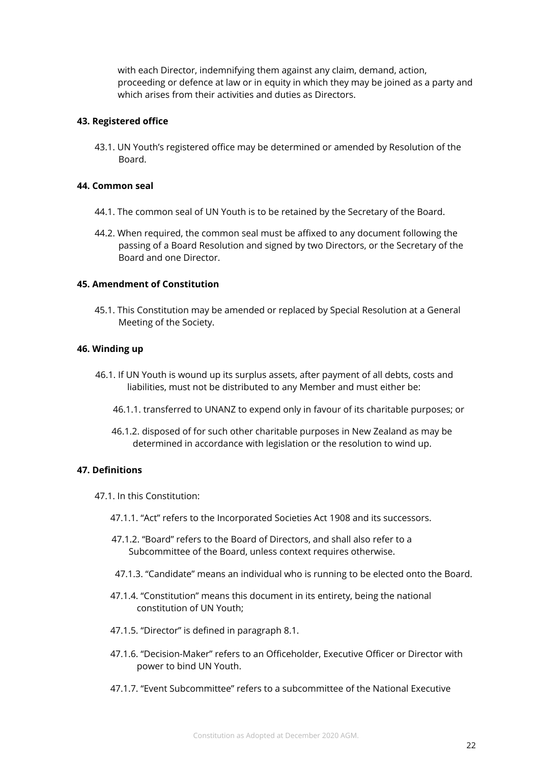with each Director, indemnifying them against any claim, demand, action, proceeding or defence at law or in equity in which they may be joined as a party and which arises from their activities and duties as Directors.

**43. Registered office**

43.1. UN Youth's registered office may be determined or amended by Resolution of the Board.

**44. Common seal**

44.1. The common seal of UN Youth is to be retained by the Secretary of the Board.

44.2. When required, the common seal must be affixed to any document following the passing of a Board Resolution and signed by two Directors, or the Secretary of the Board and one Director.

**45. Amendment of Constitution**

45.1. This Constitution may be amended or replaced by Special Resolution at a General Meeting of the Society.

**46. Winding up**

46.1. If UN Youth is wound up its surplus assets, after payment of all debts, costs and liabilities, must not be distributed to any Member and must either be:

46.1.1. transferred to UNANZ to expend only in favour of its charitable purposes; or

46.1.2. disposed of for such other charitable purposes in New Zealand as may be determined in accordance with legislation or the resolution to wind up.

**47. Definitions**

47.1. In this Constitution:

47.1.1. "Act" refers to the Incorporated Societies Act 1908 and its successors.

47.1.2. "Board" refers to the Board of Directors, and shall also refer to a Subcommittee of the Board, unless context requires otherwise.

47.1.3. "Candidate" means an individual who is running to be elected onto the Board.

47.1.4. "Constitution" means this document in its entirety, being the national constitution of UN Youth;

47.1.5. "Director" is defined in paragraph 8.1.

47.1.6. "Decision-Maker" refers to an Officeholder, Executive Officer or Director with power to bind UN Youth.

47.1.7. "Event Subcommittee" refers to a subcommittee of the National Executive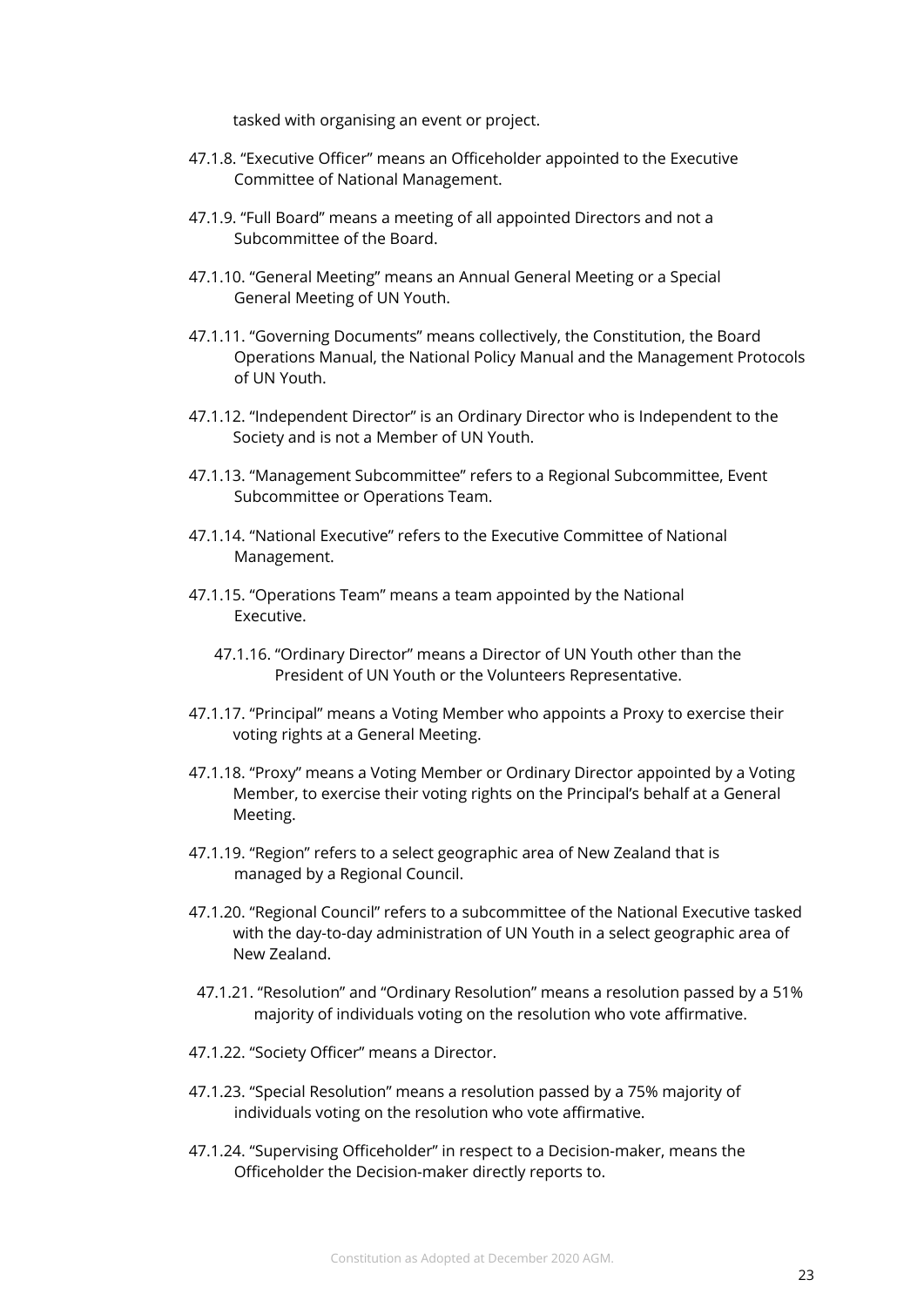tasked with organising an event or project.

47.1.8. "Executive Officer" means an Officeholder appointed to the Executive Committee of National Management.

47.1.9. "Full Board" means a meeting of all appointed Directors and not a Subcommittee of the Board.

47.1.10. "General Meeting" means an Annual General Meeting or a Special General Meeting of UN Youth.

47.1.11. "Governing Documents" means collectively, the Constitution, the Board Operations Manual, the National Policy Manual and the Management Protocols of UN Youth.

47.1.12. "Independent Director" is an Ordinary Director who is Independent to the Society and is not a Member of UN Youth.

47.1.13. "Management Subcommittee" refers to a Regional Subcommittee, Event Subcommittee or Operations Team.

47.1.14. "National Executive" refers to the Executive Committee of National Management.

47.1.15. "Operations Team" means a team appointed by the National Executive.

47.1.16. "Ordinary Director" means a Director of UN Youth other than the President of UN Youth or the Volunteers Representative.

47.1.17. "Principal" means a Voting Member who appoints a Proxy to exercise their voting rights at a General Meeting.

47.1.18. "Proxy" means a Voting Member or Ordinary Director appointed by a Voting Member, to exercise their voting rights on the Principal's behalf at a General Meeting.

47.1.19. "Region" refers to a select geographic area of New Zealand that is managed by a Regional Council.

47.1.20. "Regional Council" refers to a subcommittee of the National Executive tasked with the day-to-day administration of UN Youth in a select geographic area of New Zealand.

47.1.21. "Resolution" and "Ordinary Resolution" means a resolution passed by a 51% majority of individuals voting on the resolution who vote affirmative.

47.1.22. "Society Officer" means a Director.

47.1.23. "Special Resolution" means a resolution passed by a 75% majority of individuals voting on the resolution who vote affirmative.

47.1.24. "Supervising Officeholder" in respect to a Decision-maker, means the Officeholder the Decision-maker directly reports to.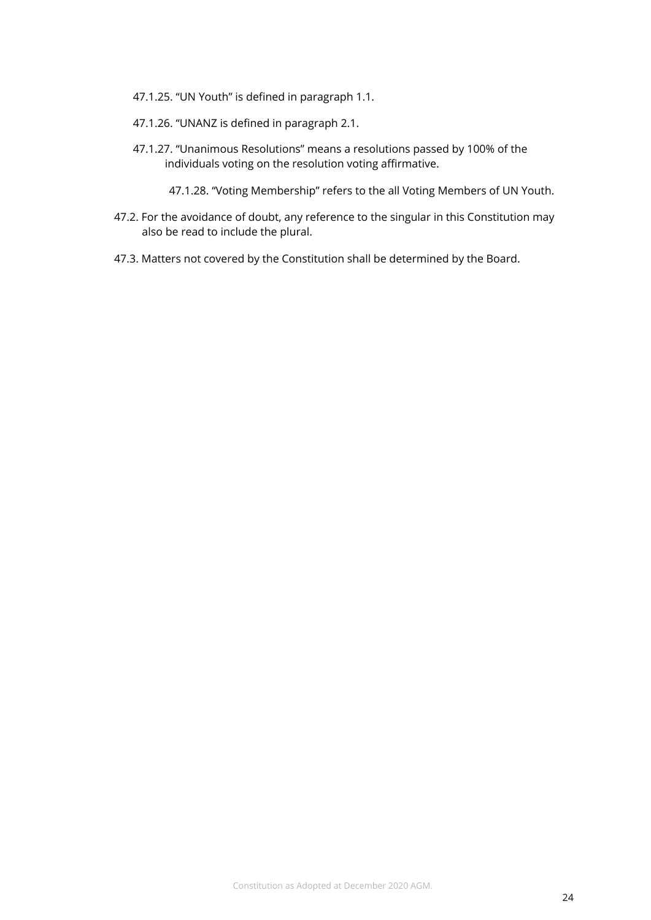47.1.25. "UN Youth" is defined in paragraph 1.1.

47.1.26. "UNANZ is defined in paragraph 2.1.

47.1.27. "Unanimous Resolutions" means a resolutions passed by 100% of the individuals voting on the resolution voting affirmative.

47.1.28. "Voting Membership" refers to the all Voting Members of UN Youth.

47.2. For the avoidance of doubt, any reference to the singular in this Constitution may also be read to include the plural.

47.3. Matters not covered by the Constitution shall be determined by the Board.